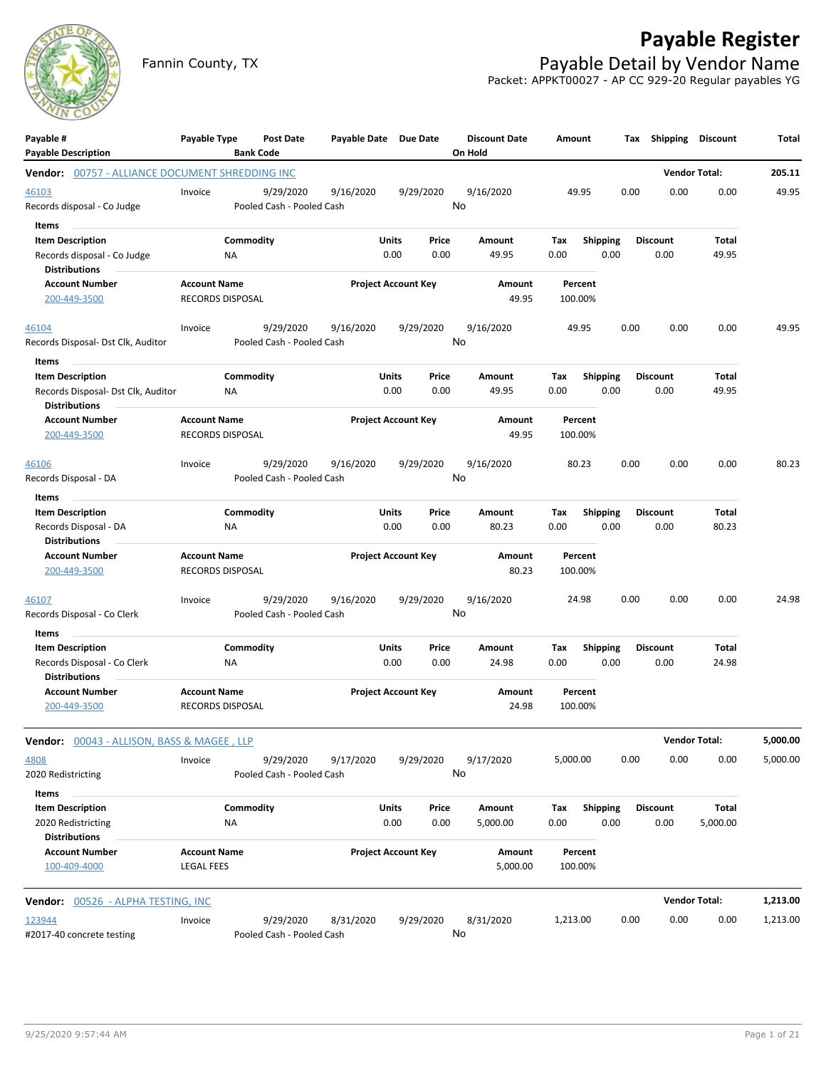# Payable Register

Fannin County, TX

## Payable Detail by Vendor Name

Packet: APPKT00027 - AP CC 929-20 Regular payables YG

| Payable # / Payable Description | Payable Type | Post Date / Bank Code | Payable Date | Due Date | Discount Date / On Hold | Amount | Tax | Shipping | Discount | Total |
|---|---|---|---|---|---|---|---|---|---|---|

**Vendor: 00757 - ALLIANCE DOCUMENT SHREDDING INC** — Vendor Total: **205.11**

| Payable # | Payable Type | Post Date | Payable Date | Due Date | Discount Date | Amount | Tax | Shipping | Discount | Total |
|---|---|---|---|---|---|---|---|---|---|---|
| 46103 | Invoice | 9/29/2020 | 9/16/2020 | 9/29/2020 | 9/16/2020 | 49.95 | 0.00 | 0.00 | 0.00 | 49.95 |

Records disposal - Co Judge — Pooled Cash - Pooled Cash — On Hold: No

Items

| Item Description | Commodity | Units | Price | Amount | Tax | Shipping | Discount | Total |
|---|---|---|---|---|---|---|---|---|
| Records disposal - Co Judge | NA | 0.00 | 0.00 | 49.95 | 0.00 | 0.00 | 0.00 | 49.95 |

Distributions

| Account Number | Account Name | Project Account Key | Amount | Percent |
|---|---|---|---|---|
| 200-449-3500 | RECORDS DISPOSAL | | 49.95 | 100.00% |

| Payable # | Payable Type | Post Date | Payable Date | Due Date | Discount Date | Amount | Tax | Shipping | Discount | Total |
|---|---|---|---|---|---|---|---|---|---|---|
| 46104 | Invoice | 9/29/2020 | 9/16/2020 | 9/29/2020 | 9/16/2020 | 49.95 | 0.00 | 0.00 | 0.00 | 49.95 |

Records Disposal- Dst Clk, Auditor — Pooled Cash - Pooled Cash — On Hold: No

Items

| Item Description | Commodity | Units | Price | Amount | Tax | Shipping | Discount | Total |
|---|---|---|---|---|---|---|---|---|
| Records Disposal- Dst Clk, Auditor | NA | 0.00 | 0.00 | 49.95 | 0.00 | 0.00 | 0.00 | 49.95 |

Distributions

| Account Number | Account Name | Project Account Key | Amount | Percent |
|---|---|---|---|---|
| 200-449-3500 | RECORDS DISPOSAL | | 49.95 | 100.00% |

| Payable # | Payable Type | Post Date | Payable Date | Due Date | Discount Date | Amount | Tax | Shipping | Discount | Total |
|---|---|---|---|---|---|---|---|---|---|---|
| 46106 | Invoice | 9/29/2020 | 9/16/2020 | 9/29/2020 | 9/16/2020 | 80.23 | 0.00 | 0.00 | 0.00 | 80.23 |

Records Disposal - DA — Pooled Cash - Pooled Cash — On Hold: No

Items

| Item Description | Commodity | Units | Price | Amount | Tax | Shipping | Discount | Total |
|---|---|---|---|---|---|---|---|---|
| Records Disposal - DA | NA | 0.00 | 0.00 | 80.23 | 0.00 | 0.00 | 0.00 | 80.23 |

Distributions

| Account Number | Account Name | Project Account Key | Amount | Percent |
|---|---|---|---|---|
| 200-449-3500 | RECORDS DISPOSAL | | 80.23 | 100.00% |

| Payable # | Payable Type | Post Date | Payable Date | Due Date | Discount Date | Amount | Tax | Shipping | Discount | Total |
|---|---|---|---|---|---|---|---|---|---|---|
| 46107 | Invoice | 9/29/2020 | 9/16/2020 | 9/29/2020 | 9/16/2020 | 24.98 | 0.00 | 0.00 | 0.00 | 24.98 |

Records Disposal - Co Clerk — Pooled Cash - Pooled Cash — On Hold: No

Items

| Item Description | Commodity | Units | Price | Amount | Tax | Shipping | Discount | Total |
|---|---|---|---|---|---|---|---|---|
| Records Disposal - Co Clerk | NA | 0.00 | 0.00 | 24.98 | 0.00 | 0.00 | 0.00 | 24.98 |

Distributions

| Account Number | Account Name | Project Account Key | Amount | Percent |
|---|---|---|---|---|
| 200-449-3500 | RECORDS DISPOSAL | | 24.98 | 100.00% |

**Vendor: 00043 - ALLISON, BASS & MAGEE , LLP** — Vendor Total: **5,000.00**

| Payable # | Payable Type | Post Date | Payable Date | Due Date | Discount Date | Amount | Tax | Shipping | Discount | Total |
|---|---|---|---|---|---|---|---|---|---|---|
| 4808 | Invoice | 9/29/2020 | 9/17/2020 | 9/29/2020 | 9/17/2020 | 5,000.00 | 0.00 | 0.00 | 0.00 | 5,000.00 |

2020 Redistricting — Pooled Cash - Pooled Cash — On Hold: No

Items

| Item Description | Commodity | Units | Price | Amount | Tax | Shipping | Discount | Total |
|---|---|---|---|---|---|---|---|---|
| 2020 Redistricting | NA | 0.00 | 0.00 | 5,000.00 | 0.00 | 0.00 | 0.00 | 5,000.00 |

Distributions

| Account Number | Account Name | Project Account Key | Amount | Percent |
|---|---|---|---|---|
| 100-409-4000 | LEGAL FEES | | 5,000.00 | 100.00% |

**Vendor: 00526 - ALPHA TESTING, INC** — Vendor Total: **1,213.00**

| Payable # | Payable Type | Post Date | Payable Date | Due Date | Discount Date | Amount | Tax | Shipping | Discount | Total |
|---|---|---|---|---|---|---|---|---|---|---|
| 123944 | Invoice | 9/29/2020 | 8/31/2020 | 9/29/2020 | 8/31/2020 | 1,213.00 | 0.00 | 0.00 | 0.00 | 1,213.00 |

#2017-40 concrete testing — Pooled Cash - Pooled Cash — On Hold: No

9/25/2020 9:57:44 AM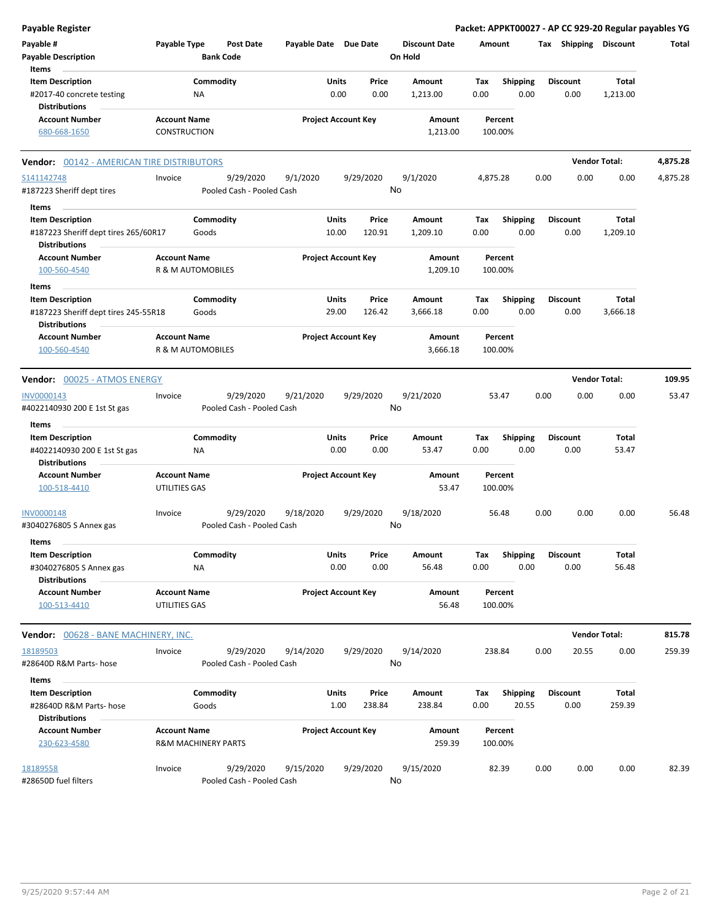**Payable Register** | **Packet: APPKT00027 - AP CC 929-20 Regular payables YG**

| Payable # | Payable Type | Post Date | Payable Date | Due Date | Discount Date | Amount | Tax | Shipping | Discount | Total |
|---|---|---|---|---|---|---|---|---|---|---|
| Payable Description | | Bank Code | | | On Hold | | | | | |

| Item Description | Commodity | Units | Price | Amount | Tax | Shipping | Discount | Total |
|---|---|---|---|---|---|---|---|---|
| #2017-40 concrete testing | NA | 0.00 | 0.00 | 1,213.00 | 0.00 | 0.00 | 0.00 | 1,213.00 |

**Distributions**

| Account Number | Account Name | Project Account Key | Amount | Percent |
|---|---|---|---|---|
| 680-668-1650 | CONSTRUCTION | | 1,213.00 | 100.00% |

## Vendor: 00142 - AMERICAN TIRE DISTRIBUTORS — Vendor Total: 4,875.28

| Payable # | Payable Type | Post Date | Payable Date | Due Date | Discount Date | Amount | Tax | Shipping | Discount | Total |
|---|---|---|---|---|---|---|---|---|---|---|
| S141142748 | Invoice | 9/29/2020 | 9/1/2020 | 9/29/2020 | 9/1/2020 | 4,875.28 | 0.00 | 0.00 | 0.00 | 4,875.28 |
| #187223 Sheriff dept tires | | Pooled Cash - Pooled Cash | | | No | | | | | |

**Items**

| Item Description | Commodity | Units | Price | Amount | Tax | Shipping | Discount | Total |
|---|---|---|---|---|---|---|---|---|
| #187223 Sheriff dept tires 265/60R17 | Goods | 10.00 | 120.91 | 1,209.10 | 0.00 | 0.00 | 0.00 | 1,209.10 |

**Distributions**

| Account Number | Account Name | Project Account Key | Amount | Percent |
|---|---|---|---|---|
| 100-560-4540 | R & M AUTOMOBILES | | 1,209.10 | 100.00% |

**Items**

| Item Description | Commodity | Units | Price | Amount | Tax | Shipping | Discount | Total |
|---|---|---|---|---|---|---|---|---|
| #187223 Sheriff dept tires 245-55R18 | Goods | 29.00 | 126.42 | 3,666.18 | 0.00 | 0.00 | 0.00 | 3,666.18 |

**Distributions**

| Account Number | Account Name | Project Account Key | Amount | Percent |
|---|---|---|---|---|
| 100-560-4540 | R & M AUTOMOBILES | | 3,666.18 | 100.00% |

## Vendor: 00025 - ATMOS ENERGY — Vendor Total: 109.95

| Payable # | Payable Type | Post Date | Payable Date | Due Date | Discount Date | Amount | Tax | Shipping | Discount | Total |
|---|---|---|---|---|---|---|---|---|---|---|
| INV0000143 | Invoice | 9/29/2020 | 9/21/2020 | 9/29/2020 | 9/21/2020 | 53.47 | 0.00 | 0.00 | 0.00 | 53.47 |
| #4022140930 200 E 1st St gas | | Pooled Cash - Pooled Cash | | | No | | | | | |

**Items**

| Item Description | Commodity | Units | Price | Amount | Tax | Shipping | Discount | Total |
|---|---|---|---|---|---|---|---|---|
| #4022140930 200 E 1st St gas | NA | 0.00 | 0.00 | 53.47 | 0.00 | 0.00 | 0.00 | 53.47 |

**Distributions**

| Account Number | Account Name | Project Account Key | Amount | Percent |
|---|---|---|---|---|
| 100-518-4410 | UTILITIES GAS | | 53.47 | 100.00% |

| Payable # | Payable Type | Post Date | Payable Date | Due Date | Discount Date | Amount | Tax | Shipping | Discount | Total |
|---|---|---|---|---|---|---|---|---|---|---|
| INV0000148 | Invoice | 9/29/2020 | 9/18/2020 | 9/29/2020 | 9/18/2020 | 56.48 | 0.00 | 0.00 | 0.00 | 56.48 |
| #3040276805 S Annex gas | | Pooled Cash - Pooled Cash | | | No | | | | | |

**Items**

| Item Description | Commodity | Units | Price | Amount | Tax | Shipping | Discount | Total |
|---|---|---|---|---|---|---|---|---|
| #3040276805 S Annex gas | NA | 0.00 | 0.00 | 56.48 | 0.00 | 0.00 | 0.00 | 56.48 |

**Distributions**

| Account Number | Account Name | Project Account Key | Amount | Percent |
|---|---|---|---|---|
| 100-513-4410 | UTILITIES GAS | | 56.48 | 100.00% |

## Vendor: 00628 - BANE MACHINERY, INC. — Vendor Total: 815.78

| Payable # | Payable Type | Post Date | Payable Date | Due Date | Discount Date | Amount | Tax | Shipping | Discount | Total |
|---|---|---|---|---|---|---|---|---|---|---|
| 18189503 | Invoice | 9/29/2020 | 9/14/2020 | 9/29/2020 | 9/14/2020 | 238.84 | 0.00 | 20.55 | 0.00 | 259.39 |
| #28640D R&M Parts- hose | | Pooled Cash - Pooled Cash | | | No | | | | | |

**Items**

| Item Description | Commodity | Units | Price | Amount | Tax | Shipping | Discount | Total |
|---|---|---|---|---|---|---|---|---|
| #28640D R&M Parts- hose | Goods | 1.00 | 238.84 | 238.84 | 0.00 | 20.55 | 0.00 | 259.39 |

**Distributions**

| Account Number | Account Name | Project Account Key | Amount | Percent |
|---|---|---|---|---|
| 230-623-4580 | R&M MACHINERY PARTS | | 259.39 | 100.00% |

| Payable # | Payable Type | Post Date | Payable Date | Due Date | Discount Date | Amount | Tax | Shipping | Discount | Total |
|---|---|---|---|---|---|---|---|---|---|---|
| 18189558 | Invoice | 9/29/2020 | 9/15/2020 | 9/29/2020 | 9/15/2020 | 82.39 | 0.00 | 0.00 | 0.00 | 82.39 |
| #28650D fuel filters | | Pooled Cash - Pooled Cash | | | No | | | | | |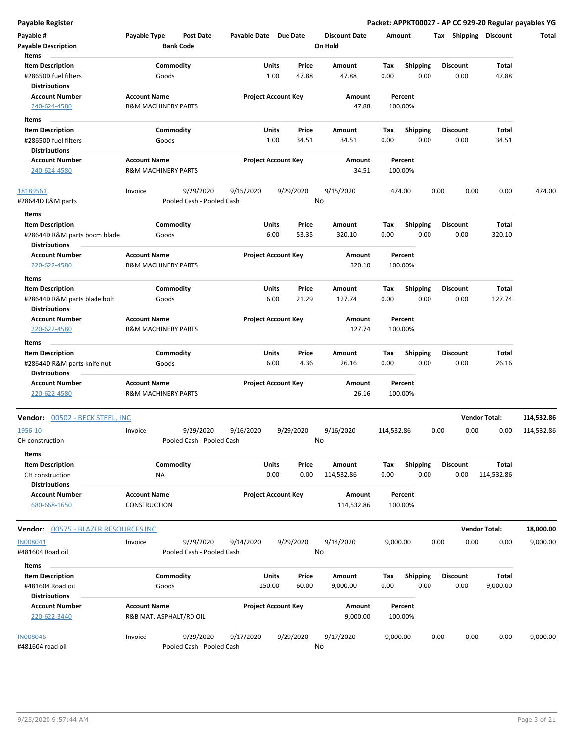# Payable Register

**Packet: APPKT00027 - AP CC 929-20 Regular payables YG**

| Payable # | Payable Type | Post Date | Payable Date | Due Date | Discount Date | Amount | Tax | Shipping | Discount | Total |
|---|---|---|---|---|---|---|---|---|---|---|
| Payable Description | | Bank Code | | | On Hold | | | | | |

**Items**

| Item Description | Commodity | Units | Price | Amount | Tax | Shipping | Discount | Total |
|---|---|---|---|---|---|---|---|---|
| #28650D fuel filters | Goods | 1.00 | 47.88 | 47.88 | 0.00 | 0.00 | 0.00 | 47.88 |

**Distributions**

| Account Number | Account Name | Project Account Key | Amount | Percent |
|---|---|---|---|---|
| 240-624-4580 | R&M MACHINERY PARTS | | 47.88 | 100.00% |

**Items**

| Item Description | Commodity | Units | Price | Amount | Tax | Shipping | Discount | Total |
|---|---|---|---|---|---|---|---|---|
| #28650D fuel filters | Goods | 1.00 | 34.51 | 34.51 | 0.00 | 0.00 | 0.00 | 34.51 |

**Distributions**

| Account Number | Account Name | Project Account Key | Amount | Percent |
|---|---|---|---|---|
| 240-624-4580 | R&M MACHINERY PARTS | | 34.51 | 100.00% |

| Payable # | Payable Type | Post Date | Payable Date | Due Date | Discount Date | Amount | Tax | Shipping | Discount | Total |
|---|---|---|---|---|---|---|---|---|---|---|
| 18189561 | Invoice | 9/29/2020 | 9/15/2020 | 9/29/2020 | 9/15/2020 | 474.00 | 0.00 | 0.00 | 0.00 | 474.00 |
| #28644D R&M parts | | Pooled Cash - Pooled Cash | | | No | | | | | |

**Items**

| Item Description | Commodity | Units | Price | Amount | Tax | Shipping | Discount | Total |
|---|---|---|---|---|---|---|---|---|
| #28644D R&M parts boom blade | Goods | 6.00 | 53.35 | 320.10 | 0.00 | 0.00 | 0.00 | 320.10 |

**Distributions**

| Account Number | Account Name | Project Account Key | Amount | Percent |
|---|---|---|---|---|
| 220-622-4580 | R&M MACHINERY PARTS | | 320.10 | 100.00% |

**Items**

| Item Description | Commodity | Units | Price | Amount | Tax | Shipping | Discount | Total |
|---|---|---|---|---|---|---|---|---|
| #28644D R&M parts blade bolt | Goods | 6.00 | 21.29 | 127.74 | 0.00 | 0.00 | 0.00 | 127.74 |

**Distributions**

| Account Number | Account Name | Project Account Key | Amount | Percent |
|---|---|---|---|---|
| 220-622-4580 | R&M MACHINERY PARTS | | 127.74 | 100.00% |

**Items**

| Item Description | Commodity | Units | Price | Amount | Tax | Shipping | Discount | Total |
|---|---|---|---|---|---|---|---|---|
| #28644D R&M parts knife nut | Goods | 6.00 | 4.36 | 26.16 | 0.00 | 0.00 | 0.00 | 26.16 |

**Distributions**

| Account Number | Account Name | Project Account Key | Amount | Percent |
|---|---|---|---|---|
| 220-622-4580 | R&M MACHINERY PARTS | | 26.16 | 100.00% |

## Vendor: 00502 - BECK STEEL, INC — Vendor Total: 114,532.86

| Payable # | Payable Type | Post Date | Payable Date | Due Date | Discount Date | Amount | Tax | Shipping | Discount | Total |
|---|---|---|---|---|---|---|---|---|---|---|
| 1956-10 | Invoice | 9/29/2020 | 9/16/2020 | 9/29/2020 | 9/16/2020 | 114,532.86 | 0.00 | 0.00 | 0.00 | 114,532.86 |
| CH construction | | Pooled Cash - Pooled Cash | | | No | | | | | |

**Items**

| Item Description | Commodity | Units | Price | Amount | Tax | Shipping | Discount | Total |
|---|---|---|---|---|---|---|---|---|
| CH construction | NA | 0.00 | 0.00 | 114,532.86 | 0.00 | 0.00 | 0.00 | 114,532.86 |

**Distributions**

| Account Number | Account Name | Project Account Key | Amount | Percent |
|---|---|---|---|---|
| 680-668-1650 | CONSTRUCTION | | 114,532.86 | 100.00% |

## Vendor: 00575 - BLAZER RESOURCES INC — Vendor Total: 18,000.00

| Payable # | Payable Type | Post Date | Payable Date | Due Date | Discount Date | Amount | Tax | Shipping | Discount | Total |
|---|---|---|---|---|---|---|---|---|---|---|
| IN008041 | Invoice | 9/29/2020 | 9/14/2020 | 9/29/2020 | 9/14/2020 | 9,000.00 | 0.00 | 0.00 | 0.00 | 9,000.00 |
| #481604 Road oil | | Pooled Cash - Pooled Cash | | | No | | | | | |

**Items**

| Item Description | Commodity | Units | Price | Amount | Tax | Shipping | Discount | Total |
|---|---|---|---|---|---|---|---|---|
| #481604 Road oil | Goods | 150.00 | 60.00 | 9,000.00 | 0.00 | 0.00 | 0.00 | 9,000.00 |

**Distributions**

| Account Number | Account Name | Project Account Key | Amount | Percent |
|---|---|---|---|---|
| 220-622-3440 | R&B MAT. ASPHALT/RD OIL | | 9,000.00 | 100.00% |

| Payable # | Payable Type | Post Date | Payable Date | Due Date | Discount Date | Amount | Tax | Shipping | Discount | Total |
|---|---|---|---|---|---|---|---|---|---|---|
| IN008046 | Invoice | 9/29/2020 | 9/17/2020 | 9/29/2020 | 9/17/2020 | 9,000.00 | 0.00 | 0.00 | 0.00 | 9,000.00 |
| #481604 road oil | | Pooled Cash - Pooled Cash | | | No | | | | | |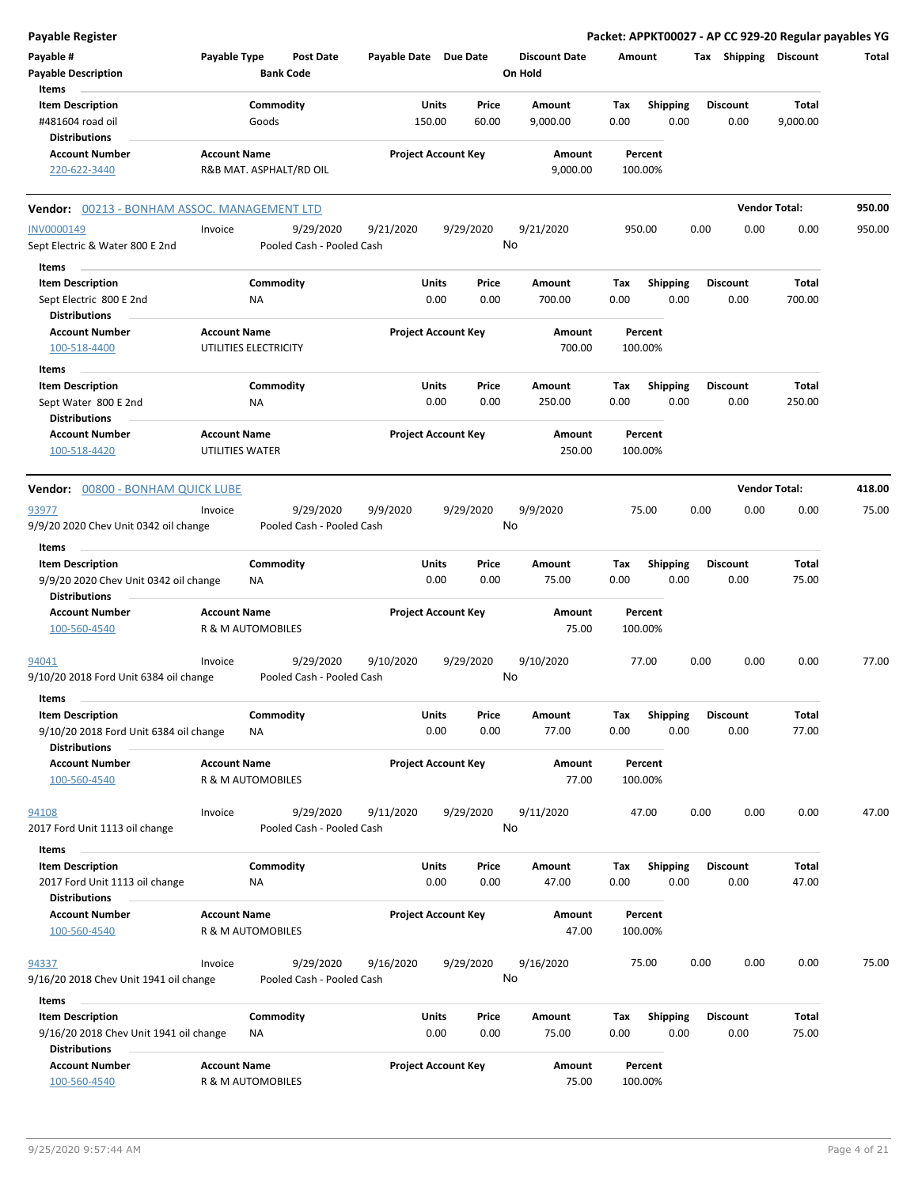**Payable Register** — **Packet: APPKT00027 - AP CC 929-20 Regular payables YG**

| Payable # | Payable Type | Post Date | Payable Date | Due Date | Discount Date | Amount | Tax | Shipping | Discount | Total |
|---|---|---|---|---|---|---|---|---|---|---|
| Payable Description | | Bank Code | | | On Hold | | | | | |

**Items**

| Item Description | Commodity | Units | Price | Amount | Tax | Shipping | Discount | Total |
|---|---|---|---|---|---|---|---|---|
| #481604 road oil | Goods | 150.00 | 60.00 | 9,000.00 | 0.00 | 0.00 | 0.00 | 9,000.00 |

**Distributions**

| Account Number | Account Name | Project Account Key | Amount | Percent |
|---|---|---|---|---|
| 220-622-3440 | R&B MAT. ASPHALT/RD OIL | | 9,000.00 | 100.00% |

---

## Vendor: 00213 - BONHAM ASSOC. MANAGEMENT LTD — Vendor Total: 950.00

| Payable # | Payable Type | Post Date | Payable Date | Due Date | Discount Date | Amount | Tax | Shipping | Discount | Total |
|---|---|---|---|---|---|---|---|---|---|---|
| INV0000149 | Invoice | 9/29/2020 | 9/21/2020 | 9/29/2020 | 9/21/2020 | 950.00 | 0.00 | 0.00 | 0.00 | 950.00 |
| Sept Electric & Water 800 E 2nd | | Pooled Cash - Pooled Cash | | | No | | | | | |

**Items**

| Item Description | Commodity | Units | Price | Amount | Tax | Shipping | Discount | Total |
|---|---|---|---|---|---|---|---|---|
| Sept Electric 800 E 2nd | NA | 0.00 | 0.00 | 700.00 | 0.00 | 0.00 | 0.00 | 700.00 |

**Distributions**

| Account Number | Account Name | Project Account Key | Amount | Percent |
|---|---|---|---|---|
| 100-518-4400 | UTILITIES ELECTRICITY | | 700.00 | 100.00% |

**Items**

| Item Description | Commodity | Units | Price | Amount | Tax | Shipping | Discount | Total |
|---|---|---|---|---|---|---|---|---|
| Sept Water 800 E 2nd | NA | 0.00 | 0.00 | 250.00 | 0.00 | 0.00 | 0.00 | 250.00 |

**Distributions**

| Account Number | Account Name | Project Account Key | Amount | Percent |
|---|---|---|---|---|
| 100-518-4420 | UTILITIES WATER | | 250.00 | 100.00% |

---

## Vendor: 00800 - BONHAM QUICK LUBE — Vendor Total: 418.00

| Payable # | Payable Type | Post Date | Payable Date | Due Date | Discount Date | Amount | Tax | Shipping | Discount | Total |
|---|---|---|---|---|---|---|---|---|---|---|
| 93977 | Invoice | 9/29/2020 | 9/9/2020 | 9/29/2020 | 9/9/2020 | 75.00 | 0.00 | 0.00 | 0.00 | 75.00 |
| 9/9/20 2020 Chev Unit 0342 oil change | | Pooled Cash - Pooled Cash | | | No | | | | | |

**Items**

| Item Description | Commodity | Units | Price | Amount | Tax | Shipping | Discount | Total |
|---|---|---|---|---|---|---|---|---|
| 9/9/20 2020 Chev Unit 0342 oil change | NA | 0.00 | 0.00 | 75.00 | 0.00 | 0.00 | 0.00 | 75.00 |

**Distributions**

| Account Number | Account Name | Project Account Key | Amount | Percent |
|---|---|---|---|---|
| 100-560-4540 | R & M AUTOMOBILES | | 75.00 | 100.00% |

| Payable # | Payable Type | Post Date | Payable Date | Due Date | Discount Date | Amount | Tax | Shipping | Discount | Total |
|---|---|---|---|---|---|---|---|---|---|---|
| 94041 | Invoice | 9/29/2020 | 9/10/2020 | 9/29/2020 | 9/10/2020 | 77.00 | 0.00 | 0.00 | 0.00 | 77.00 |
| 9/10/20 2018 Ford Unit 6384 oil change | | Pooled Cash - Pooled Cash | | | No | | | | | |

**Items**

| Item Description | Commodity | Units | Price | Amount | Tax | Shipping | Discount | Total |
|---|---|---|---|---|---|---|---|---|
| 9/10/20 2018 Ford Unit 6384 oil change | NA | 0.00 | 0.00 | 77.00 | 0.00 | 0.00 | 0.00 | 77.00 |

**Distributions**

| Account Number | Account Name | Project Account Key | Amount | Percent |
|---|---|---|---|---|
| 100-560-4540 | R & M AUTOMOBILES | | 77.00 | 100.00% |

| Payable # | Payable Type | Post Date | Payable Date | Due Date | Discount Date | Amount | Tax | Shipping | Discount | Total |
|---|---|---|---|---|---|---|---|---|---|---|
| 94108 | Invoice | 9/29/2020 | 9/11/2020 | 9/29/2020 | 9/11/2020 | 47.00 | 0.00 | 0.00 | 0.00 | 47.00 |
| 2017 Ford Unit 1113 oil change | | Pooled Cash - Pooled Cash | | | No | | | | | |

**Items**

| Item Description | Commodity | Units | Price | Amount | Tax | Shipping | Discount | Total |
|---|---|---|---|---|---|---|---|---|
| 2017 Ford Unit 1113 oil change | NA | 0.00 | 0.00 | 47.00 | 0.00 | 0.00 | 0.00 | 47.00 |

**Distributions**

| Account Number | Account Name | Project Account Key | Amount | Percent |
|---|---|---|---|---|
| 100-560-4540 | R & M AUTOMOBILES | | 47.00 | 100.00% |

| Payable # | Payable Type | Post Date | Payable Date | Due Date | Discount Date | Amount | Tax | Shipping | Discount | Total |
|---|---|---|---|---|---|---|---|---|---|---|
| 94337 | Invoice | 9/29/2020 | 9/16/2020 | 9/29/2020 | 9/16/2020 | 75.00 | 0.00 | 0.00 | 0.00 | 75.00 |
| 9/16/20 2018 Chev Unit 1941 oil change | | Pooled Cash - Pooled Cash | | | No | | | | | |

**Items**

| Item Description | Commodity | Units | Price | Amount | Tax | Shipping | Discount | Total |
|---|---|---|---|---|---|---|---|---|
| 9/16/20 2018 Chev Unit 1941 oil change | NA | 0.00 | 0.00 | 75.00 | 0.00 | 0.00 | 0.00 | 75.00 |

**Distributions**

| Account Number | Account Name | Project Account Key | Amount | Percent |
|---|---|---|---|---|
| 100-560-4540 | R & M AUTOMOBILES | | 75.00 | 100.00% |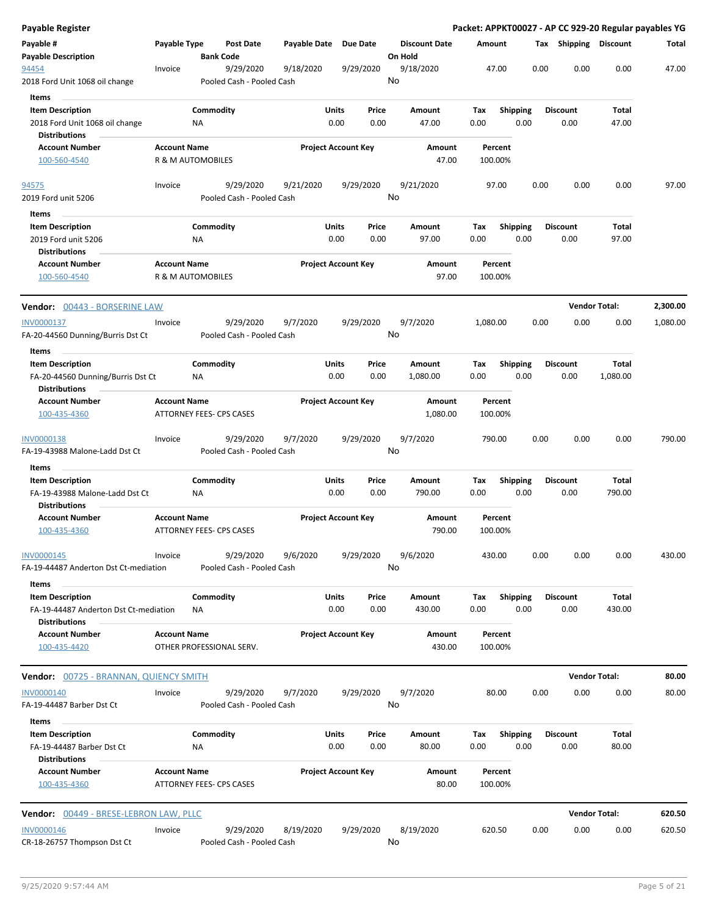**Payable Register** — **Packet: APPKT00027 - AP CC 929-20 Regular payables YG**

| Payable # / Payable Description | Payable Type | Post Date / Bank Code | Payable Date | Due Date | Discount Date / On Hold | Amount | Tax | Shipping | Discount | Total |
|---|---|---|---|---|---|---|---|---|---|---|
| 94454 | Invoice | 9/29/2020 | 9/18/2020 | 9/29/2020 | 9/18/2020 | 47.00 | 0.00 | 0.00 | 0.00 | 47.00 |
| 2018 Ford Unit 1068 oil change | | Pooled Cash - Pooled Cash | | | No | | | | | |

**Items**

| Item Description | Commodity | Units | Price | Amount | Tax | Shipping | Discount | Total |
|---|---|---|---|---|---|---|---|---|
| 2018 Ford Unit 1068 oil change | NA | 0.00 | 0.00 | 47.00 | 0.00 | 0.00 | 0.00 | 47.00 |

**Distributions**

| Account Number | Account Name | Project Account Key | Amount | Percent |
|---|---|---|---|---|
| 100-560-4540 | R & M AUTOMOBILES | | 47.00 | 100.00% |

| Payable # / Payable Description | Payable Type | Post Date / Bank Code | Payable Date | Due Date | Discount Date / On Hold | Amount | Tax | Shipping | Discount | Total |
|---|---|---|---|---|---|---|---|---|---|---|
| 94575 | Invoice | 9/29/2020 | 9/21/2020 | 9/29/2020 | 9/21/2020 | 97.00 | 0.00 | 0.00 | 0.00 | 97.00 |
| 2019 Ford unit 5206 | | Pooled Cash - Pooled Cash | | | No | | | | | |

**Items**

| Item Description | Commodity | Units | Price | Amount | Tax | Shipping | Discount | Total |
|---|---|---|---|---|---|---|---|---|
| 2019 Ford unit 5206 | NA | 0.00 | 0.00 | 97.00 | 0.00 | 0.00 | 0.00 | 97.00 |

**Distributions**

| Account Number | Account Name | Project Account Key | Amount | Percent |
|---|---|---|---|---|
| 100-560-4540 | R & M AUTOMOBILES | | 97.00 | 100.00% |

## Vendor: 00443 - BORSERINE LAW — Vendor Total: 2,300.00

| Payable # / Payable Description | Payable Type | Post Date / Bank Code | Payable Date | Due Date | Discount Date / On Hold | Amount | Tax | Shipping | Discount | Total |
|---|---|---|---|---|---|---|---|---|---|---|
| INV0000137 | Invoice | 9/29/2020 | 9/7/2020 | 9/29/2020 | 9/7/2020 | 1,080.00 | 0.00 | 0.00 | 0.00 | 1,080.00 |
| FA-20-44560 Dunning/Burris Dst Ct | | Pooled Cash - Pooled Cash | | | No | | | | | |

**Items**

| Item Description | Commodity | Units | Price | Amount | Tax | Shipping | Discount | Total |
|---|---|---|---|---|---|---|---|---|
| FA-20-44560 Dunning/Burris Dst Ct | NA | 0.00 | 0.00 | 1,080.00 | 0.00 | 0.00 | 0.00 | 1,080.00 |

**Distributions**

| Account Number | Account Name | Project Account Key | Amount | Percent |
|---|---|---|---|---|
| 100-435-4360 | ATTORNEY FEES- CPS CASES | | 1,080.00 | 100.00% |

| Payable # / Payable Description | Payable Type | Post Date / Bank Code | Payable Date | Due Date | Discount Date / On Hold | Amount | Tax | Shipping | Discount | Total |
|---|---|---|---|---|---|---|---|---|---|---|
| INV0000138 | Invoice | 9/29/2020 | 9/7/2020 | 9/29/2020 | 9/7/2020 | 790.00 | 0.00 | 0.00 | 0.00 | 790.00 |
| FA-19-43988 Malone-Ladd Dst Ct | | Pooled Cash - Pooled Cash | | | No | | | | | |

**Items**

| Item Description | Commodity | Units | Price | Amount | Tax | Shipping | Discount | Total |
|---|---|---|---|---|---|---|---|---|
| FA-19-43988 Malone-Ladd Dst Ct | NA | 0.00 | 0.00 | 790.00 | 0.00 | 0.00 | 0.00 | 790.00 |

**Distributions**

| Account Number | Account Name | Project Account Key | Amount | Percent |
|---|---|---|---|---|
| 100-435-4360 | ATTORNEY FEES- CPS CASES | | 790.00 | 100.00% |

| Payable # / Payable Description | Payable Type | Post Date / Bank Code | Payable Date | Due Date | Discount Date / On Hold | Amount | Tax | Shipping | Discount | Total |
|---|---|---|---|---|---|---|---|---|---|---|
| INV0000145 | Invoice | 9/29/2020 | 9/6/2020 | 9/29/2020 | 9/6/2020 | 430.00 | 0.00 | 0.00 | 0.00 | 430.00 |
| FA-19-44487 Anderton Dst Ct-mediation | | Pooled Cash - Pooled Cash | | | No | | | | | |

**Items**

| Item Description | Commodity | Units | Price | Amount | Tax | Shipping | Discount | Total |
|---|---|---|---|---|---|---|---|---|
| FA-19-44487 Anderton Dst Ct-mediation | NA | 0.00 | 0.00 | 430.00 | 0.00 | 0.00 | 0.00 | 430.00 |

**Distributions**

| Account Number | Account Name | Project Account Key | Amount | Percent |
|---|---|---|---|---|
| 100-435-4420 | OTHER PROFESSIONAL SERV. | | 430.00 | 100.00% |

## Vendor: 00725 - BRANNAN, QUIENCY SMITH — Vendor Total: 80.00

| Payable # / Payable Description | Payable Type | Post Date / Bank Code | Payable Date | Due Date | Discount Date / On Hold | Amount | Tax | Shipping | Discount | Total |
|---|---|---|---|---|---|---|---|---|---|---|
| INV0000140 | Invoice | 9/29/2020 | 9/7/2020 | 9/29/2020 | 9/7/2020 | 80.00 | 0.00 | 0.00 | 0.00 | 80.00 |
| FA-19-44487 Barber Dst Ct | | Pooled Cash - Pooled Cash | | | No | | | | | |

**Items**

| Item Description | Commodity | Units | Price | Amount | Tax | Shipping | Discount | Total |
|---|---|---|---|---|---|---|---|---|
| FA-19-44487 Barber Dst Ct | NA | 0.00 | 0.00 | 80.00 | 0.00 | 0.00 | 0.00 | 80.00 |

**Distributions**

| Account Number | Account Name | Project Account Key | Amount | Percent |
|---|---|---|---|---|
| 100-435-4360 | ATTORNEY FEES- CPS CASES | | 80.00 | 100.00% |

## Vendor: 00449 - BRESE-LEBRON LAW, PLLC — Vendor Total: 620.50

| Payable # / Payable Description | Payable Type | Post Date / Bank Code | Payable Date | Due Date | Discount Date / On Hold | Amount | Tax | Shipping | Discount | Total |
|---|---|---|---|---|---|---|---|---|---|---|
| INV0000146 | Invoice | 9/29/2020 | 8/19/2020 | 9/29/2020 | 8/19/2020 | 620.50 | 0.00 | 0.00 | 0.00 | 620.50 |
| CR-18-26757 Thompson Dst Ct | | Pooled Cash - Pooled Cash | | | No | | | | | |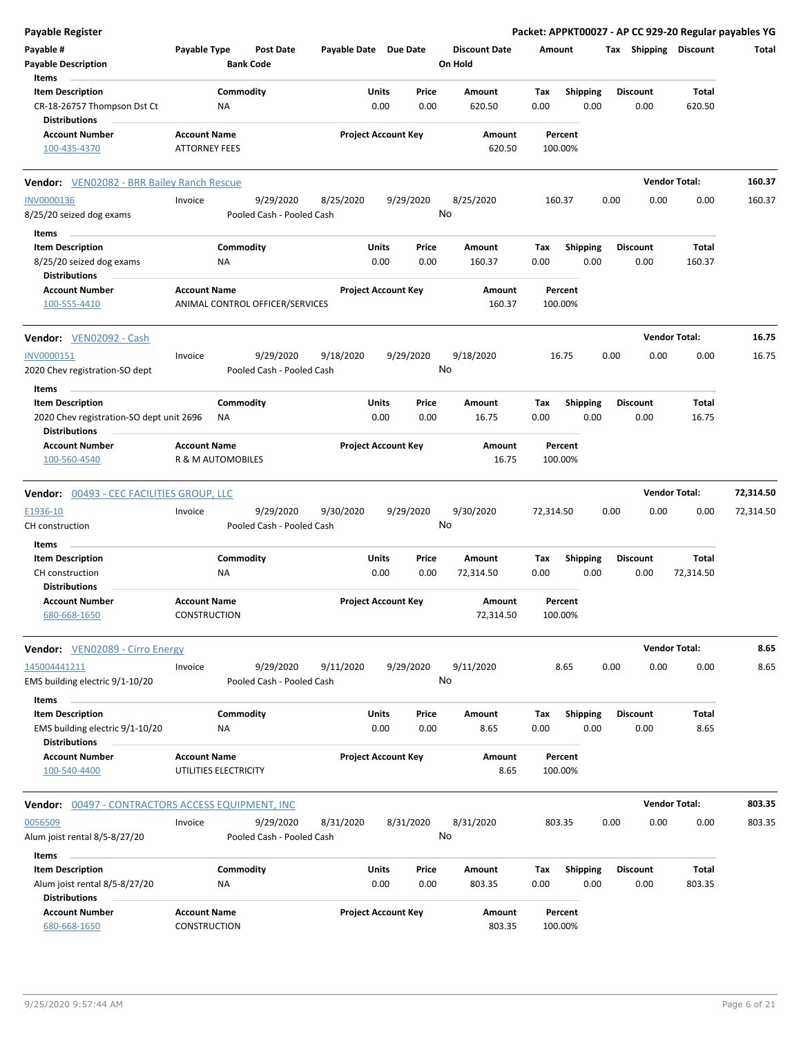# Payable Register

**Packet: APPKT00027 - AP CC 929-20 Regular payables YG**

| Payable # | Payable Type | Post Date | Payable Date | Due Date | Discount Date | Amount | Tax | Shipping | Discount | Total |
|---|---|---|---|---|---|---|---|---|---|---|
| Payable Description | | Bank Code | | | On Hold | | | | | |

**Items**

| Item Description | Commodity | Units | Price | Amount | Tax | Shipping | Discount | Total |
|---|---|---|---|---|---|---|---|---|
| CR-18-26757 Thompson Dst Ct | NA | 0.00 | 0.00 | 620.50 | 0.00 | 0.00 | 0.00 | 620.50 |

**Distributions**

| Account Number | Account Name | Project Account Key | Amount | Percent |
|---|---|---|---|---|
| 100-435-4370 | ATTORNEY FEES | | 620.50 | 100.00% |

---

**Vendor:** VEN02082 - BRR Bailey Ranch Rescue — **Vendor Total: 160.37**

| Payable # | Payable Type | Post Date | Payable Date | Due Date | Discount Date | Amount | Tax | Shipping | Discount | Total |
|---|---|---|---|---|---|---|---|---|---|---|
| INV0000136 | Invoice | 9/29/2020 | 8/25/2020 | 9/29/2020 | 8/25/2020 | 160.37 | 0.00 | 0.00 | 0.00 | 160.37 |
| 8/25/20 seized dog exams | | Pooled Cash - Pooled Cash | | | No | | | | | |

**Items**

| Item Description | Commodity | Units | Price | Amount | Tax | Shipping | Discount | Total |
|---|---|---|---|---|---|---|---|---|
| 8/25/20 seized dog exams | NA | 0.00 | 0.00 | 160.37 | 0.00 | 0.00 | 0.00 | 160.37 |

**Distributions**

| Account Number | Account Name | Project Account Key | Amount | Percent |
|---|---|---|---|---|
| 100-555-4410 | ANIMAL CONTROL OFFICER/SERVICES | | 160.37 | 100.00% |

---

**Vendor:** VEN02092 - Cash — **Vendor Total: 16.75**

| Payable # | Payable Type | Post Date | Payable Date | Due Date | Discount Date | Amount | Tax | Shipping | Discount | Total |
|---|---|---|---|---|---|---|---|---|---|---|
| INV0000151 | Invoice | 9/29/2020 | 9/18/2020 | 9/29/2020 | 9/18/2020 | 16.75 | 0.00 | 0.00 | 0.00 | 16.75 |
| 2020 Chev registration-SO dept | | Pooled Cash - Pooled Cash | | | No | | | | | |

**Items**

| Item Description | Commodity | Units | Price | Amount | Tax | Shipping | Discount | Total |
|---|---|---|---|---|---|---|---|---|
| 2020 Chev registration-SO dept unit 2696 | NA | 0.00 | 0.00 | 16.75 | 0.00 | 0.00 | 0.00 | 16.75 |

**Distributions**

| Account Number | Account Name | Project Account Key | Amount | Percent |
|---|---|---|---|---|
| 100-560-4540 | R & M AUTOMOBILES | | 16.75 | 100.00% |

---

**Vendor:** 00493 - CEC FACILITIES GROUP, LLC — **Vendor Total: 72,314.50**

| Payable # | Payable Type | Post Date | Payable Date | Due Date | Discount Date | Amount | Tax | Shipping | Discount | Total |
|---|---|---|---|---|---|---|---|---|---|---|
| E1936-10 | Invoice | 9/29/2020 | 9/30/2020 | 9/29/2020 | 9/30/2020 | 72,314.50 | 0.00 | 0.00 | 0.00 | 72,314.50 |
| CH construction | | Pooled Cash - Pooled Cash | | | No | | | | | |

**Items**

| Item Description | Commodity | Units | Price | Amount | Tax | Shipping | Discount | Total |
|---|---|---|---|---|---|---|---|---|
| CH construction | NA | 0.00 | 0.00 | 72,314.50 | 0.00 | 0.00 | 0.00 | 72,314.50 |

**Distributions**

| Account Number | Account Name | Project Account Key | Amount | Percent |
|---|---|---|---|---|
| 680-668-1650 | CONSTRUCTION | | 72,314.50 | 100.00% |

---

**Vendor:** VEN02089 - Cirro Energy — **Vendor Total: 8.65**

| Payable # | Payable Type | Post Date | Payable Date | Due Date | Discount Date | Amount | Tax | Shipping | Discount | Total |
|---|---|---|---|---|---|---|---|---|---|---|
| 145004441211 | Invoice | 9/29/2020 | 9/11/2020 | 9/29/2020 | 9/11/2020 | 8.65 | 0.00 | 0.00 | 0.00 | 8.65 |
| EMS building electric 9/1-10/20 | | Pooled Cash - Pooled Cash | | | No | | | | | |

**Items**

| Item Description | Commodity | Units | Price | Amount | Tax | Shipping | Discount | Total |
|---|---|---|---|---|---|---|---|---|
| EMS building electric 9/1-10/20 | NA | 0.00 | 0.00 | 8.65 | 0.00 | 0.00 | 0.00 | 8.65 |

**Distributions**

| Account Number | Account Name | Project Account Key | Amount | Percent |
|---|---|---|---|---|
| 100-540-4400 | UTILITIES ELECTRICITY | | 8.65 | 100.00% |

---

**Vendor:** 00497 - CONTRACTORS ACCESS EQUIPMENT, INC — **Vendor Total: 803.35**

| Payable # | Payable Type | Post Date | Payable Date | Due Date | Discount Date | Amount | Tax | Shipping | Discount | Total |
|---|---|---|---|---|---|---|---|---|---|---|
| 0056509 | Invoice | 9/29/2020 | 8/31/2020 | 8/31/2020 | 8/31/2020 | 803.35 | 0.00 | 0.00 | 0.00 | 803.35 |
| Alum joist rental 8/5-8/27/20 | | Pooled Cash - Pooled Cash | | | No | | | | | |

**Items**

| Item Description | Commodity | Units | Price | Amount | Tax | Shipping | Discount | Total |
|---|---|---|---|---|---|---|---|---|
| Alum joist rental 8/5-8/27/20 | NA | 0.00 | 0.00 | 803.35 | 0.00 | 0.00 | 0.00 | 803.35 |

**Distributions**

| Account Number | Account Name | Project Account Key | Amount | Percent |
|---|---|---|---|---|
| 680-668-1650 | CONSTRUCTION | | 803.35 | 100.00% |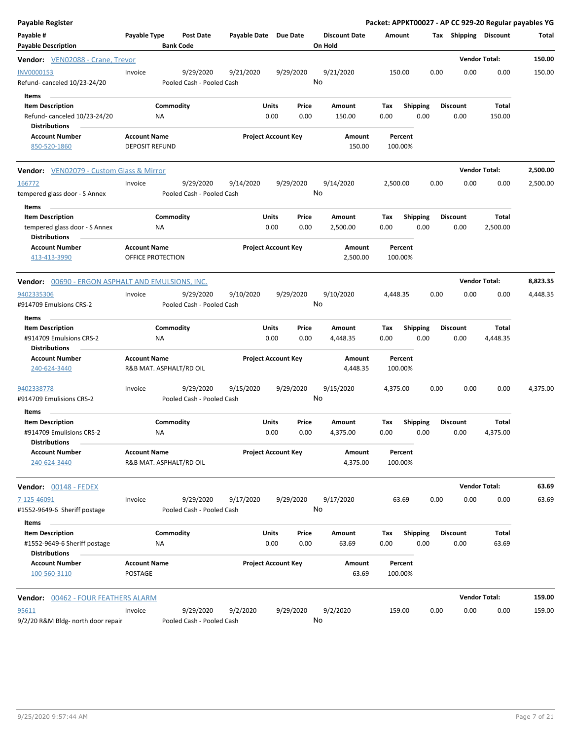**Payable Register** — **Packet: APPKT00027 - AP CC 929-20 Regular payables YG**

| Payable # / Payable Description | Payable Type | Post Date / Bank Code | Payable Date | Due Date | Discount Date / On Hold | Amount | Tax | Shipping | Discount | Total |
|---|---|---|---|---|---|---|---|---|---|---|

**Vendor: VEN02088 - Crane, Trevor** — Vendor Total: 150.00

| Payable # | Payable Type | Post Date | Payable Date | Due Date | Discount Date | Amount | Tax | Shipping | Discount | Total |
|---|---|---|---|---|---|---|---|---|---|---|
| INV0000153 | Invoice | 9/29/2020 | 9/21/2020 | 9/29/2020 | 9/21/2020 | 150.00 | 0.00 | 0.00 | 0.00 | 150.00 |
| Refund- canceled 10/23-24/20 | | Pooled Cash - Pooled Cash | | | No | | | | | |

Items

| Item Description | Commodity | Units | Price | Amount | Tax | Shipping | Discount | Total |
|---|---|---|---|---|---|---|---|---|
| Refund- canceled 10/23-24/20 | NA | 0.00 | 0.00 | 150.00 | 0.00 | 0.00 | 0.00 | 150.00 |

Distributions

| Account Number | Account Name | Project Account Key | Amount | Percent |
|---|---|---|---|---|
| 850-520-1860 | DEPOSIT REFUND | | 150.00 | 100.00% |

**Vendor: VEN02079 - Custom Glass & Mirror** — Vendor Total: 2,500.00

| Payable # | Payable Type | Post Date | Payable Date | Due Date | Discount Date | Amount | Tax | Shipping | Discount | Total |
|---|---|---|---|---|---|---|---|---|---|---|
| 166772 | Invoice | 9/29/2020 | 9/14/2020 | 9/29/2020 | 9/14/2020 | 2,500.00 | 0.00 | 0.00 | 0.00 | 2,500.00 |
| tempered glass door - S Annex | | Pooled Cash - Pooled Cash | | | No | | | | | |

Items

| Item Description | Commodity | Units | Price | Amount | Tax | Shipping | Discount | Total |
|---|---|---|---|---|---|---|---|---|
| tempered glass door - S Annex | NA | 0.00 | 0.00 | 2,500.00 | 0.00 | 0.00 | 0.00 | 2,500.00 |

Distributions

| Account Number | Account Name | Project Account Key | Amount | Percent |
|---|---|---|---|---|
| 413-413-3990 | OFFICE PROTECTION | | 2,500.00 | 100.00% |

**Vendor: 00690 - ERGON ASPHALT AND EMULSIONS, INC.** — Vendor Total: 8,823.35

| Payable # | Payable Type | Post Date | Payable Date | Due Date | Discount Date | Amount | Tax | Shipping | Discount | Total |
|---|---|---|---|---|---|---|---|---|---|---|
| 9402335306 | Invoice | 9/29/2020 | 9/10/2020 | 9/29/2020 | 9/10/2020 | 4,448.35 | 0.00 | 0.00 | 0.00 | 4,448.35 |
| #914709 Emulsions CRS-2 | | Pooled Cash - Pooled Cash | | | No | | | | | |

Items

| Item Description | Commodity | Units | Price | Amount | Tax | Shipping | Discount | Total |
|---|---|---|---|---|---|---|---|---|
| #914709 Emulsions CRS-2 | NA | 0.00 | 0.00 | 4,448.35 | 0.00 | 0.00 | 0.00 | 4,448.35 |

Distributions

| Account Number | Account Name | Project Account Key | Amount | Percent |
|---|---|---|---|---|
| 240-624-3440 | R&B MAT. ASPHALT/RD OIL | | 4,448.35 | 100.00% |

| Payable # | Payable Type | Post Date | Payable Date | Due Date | Discount Date | Amount | Tax | Shipping | Discount | Total |
|---|---|---|---|---|---|---|---|---|---|---|
| 9402338778 | Invoice | 9/29/2020 | 9/15/2020 | 9/29/2020 | 9/15/2020 | 4,375.00 | 0.00 | 0.00 | 0.00 | 4,375.00 |
| #914709 Emulisions CRS-2 | | Pooled Cash - Pooled Cash | | | No | | | | | |

Items

| Item Description | Commodity | Units | Price | Amount | Tax | Shipping | Discount | Total |
|---|---|---|---|---|---|---|---|---|
| #914709 Emulisions CRS-2 | NA | 0.00 | 0.00 | 4,375.00 | 0.00 | 0.00 | 0.00 | 4,375.00 |

Distributions

| Account Number | Account Name | Project Account Key | Amount | Percent |
|---|---|---|---|---|
| 240-624-3440 | R&B MAT. ASPHALT/RD OIL | | 4,375.00 | 100.00% |

**Vendor: 00148 - FEDEX** — Vendor Total: 63.69

| Payable # | Payable Type | Post Date | Payable Date | Due Date | Discount Date | Amount | Tax | Shipping | Discount | Total |
|---|---|---|---|---|---|---|---|---|---|---|
| 7-125-46091 | Invoice | 9/29/2020 | 9/17/2020 | 9/29/2020 | 9/17/2020 | 63.69 | 0.00 | 0.00 | 0.00 | 63.69 |
| #1552-9649-6 Sheriff postage | | Pooled Cash - Pooled Cash | | | No | | | | | |

Items

| Item Description | Commodity | Units | Price | Amount | Tax | Shipping | Discount | Total |
|---|---|---|---|---|---|---|---|---|
| #1552-9649-6 Sheriff postage | NA | 0.00 | 0.00 | 63.69 | 0.00 | 0.00 | 0.00 | 63.69 |

Distributions

| Account Number | Account Name | Project Account Key | Amount | Percent |
|---|---|---|---|---|
| 100-560-3110 | POSTAGE | | 63.69 | 100.00% |

**Vendor: 00462 - FOUR FEATHERS ALARM** — Vendor Total: 159.00

| Payable # | Payable Type | Post Date | Payable Date | Due Date | Discount Date | Amount | Tax | Shipping | Discount | Total |
|---|---|---|---|---|---|---|---|---|---|---|
| 95611 | Invoice | 9/29/2020 | 9/2/2020 | 9/29/2020 | 9/2/2020 | 159.00 | 0.00 | 0.00 | 0.00 | 159.00 |
| 9/2/20 R&M Bldg- north door repair | | Pooled Cash - Pooled Cash | | | No | | | | | |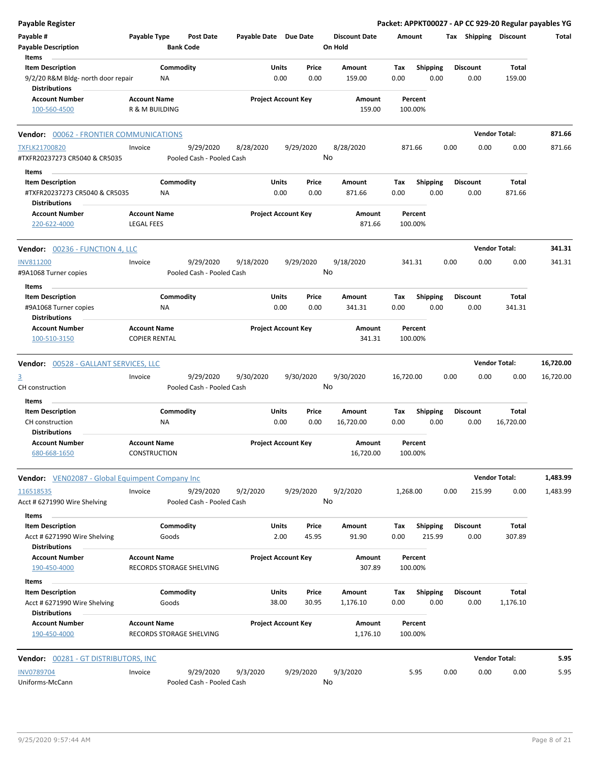**Payable Register** — Packet: APPKT00027 - AP CC 929-20 Regular payables YG

| Payable # | Payable Type | Post Date | Payable Date | Due Date | Discount Date | Amount | Tax | Shipping | Discount | Total |
|---|---|---|---|---|---|---|---|---|---|---|
| Payable Description | | Bank Code | | | On Hold | | | | | |

**Items**

| Item Description | Commodity | Units | Price | Amount | Tax | Shipping | Discount | Total |
|---|---|---|---|---|---|---|---|---|
| 9/2/20 R&M Bldg- north door repair | NA | 0.00 | 0.00 | 159.00 | 0.00 | 0.00 | 0.00 | 159.00 |

**Distributions**

| Account Number | Account Name | Project Account Key | Amount | Percent |
|---|---|---|---|---|
| 100-560-4500 | R & M BUILDING | | 159.00 | 100.00% |

---

**Vendor: 00062 - FRONTIER COMMUNICATIONS** — Vendor Total: **871.66**

| Payable # | Payable Type | Post Date | Payable Date | Due Date | Discount Date | Amount | Tax | Shipping | Discount | Total |
|---|---|---|---|---|---|---|---|---|---|---|
| TXFLK21700820 | Invoice | 9/29/2020 | 8/28/2020 | 9/29/2020 | 8/28/2020 | 871.66 | 0.00 | 0.00 | 0.00 | 871.66 |
| #TXFR20237273 CR5040 & CR5035 | | Pooled Cash - Pooled Cash | | | No | | | | | |

**Items**

| Item Description | Commodity | Units | Price | Amount | Tax | Shipping | Discount | Total |
|---|---|---|---|---|---|---|---|---|
| #TXFR20237273 CR5040 & CR5035 | NA | 0.00 | 0.00 | 871.66 | 0.00 | 0.00 | 0.00 | 871.66 |

**Distributions**

| Account Number | Account Name | Project Account Key | Amount | Percent |
|---|---|---|---|---|
| 220-622-4000 | LEGAL FEES | | 871.66 | 100.00% |

---

**Vendor: 00236 - FUNCTION 4, LLC** — Vendor Total: **341.31**

| Payable # | Payable Type | Post Date | Payable Date | Due Date | Discount Date | Amount | Tax | Shipping | Discount | Total |
|---|---|---|---|---|---|---|---|---|---|---|
| INV811200 | Invoice | 9/29/2020 | 9/18/2020 | 9/29/2020 | 9/18/2020 | 341.31 | 0.00 | 0.00 | 0.00 | 341.31 |
| #9A1068 Turner copies | | Pooled Cash - Pooled Cash | | | No | | | | | |

**Items**

| Item Description | Commodity | Units | Price | Amount | Tax | Shipping | Discount | Total |
|---|---|---|---|---|---|---|---|---|
| #9A1068 Turner copies | NA | 0.00 | 0.00 | 341.31 | 0.00 | 0.00 | 0.00 | 341.31 |

**Distributions**

| Account Number | Account Name | Project Account Key | Amount | Percent |
|---|---|---|---|---|
| 100-510-3150 | COPIER RENTAL | | 341.31 | 100.00% |

---

**Vendor: 00528 - GALLANT SERVICES, LLC** — Vendor Total: **16,720.00**

| Payable # | Payable Type | Post Date | Payable Date | Due Date | Discount Date | Amount | Tax | Shipping | Discount | Total |
|---|---|---|---|---|---|---|---|---|---|---|
| 3 | Invoice | 9/29/2020 | 9/30/2020 | 9/30/2020 | 9/30/2020 | 16,720.00 | 0.00 | 0.00 | 0.00 | 16,720.00 |
| CH construction | | Pooled Cash - Pooled Cash | | | No | | | | | |

**Items**

| Item Description | Commodity | Units | Price | Amount | Tax | Shipping | Discount | Total |
|---|---|---|---|---|---|---|---|---|
| CH construction | NA | 0.00 | 0.00 | 16,720.00 | 0.00 | 0.00 | 0.00 | 16,720.00 |

**Distributions**

| Account Number | Account Name | Project Account Key | Amount | Percent |
|---|---|---|---|---|
| 680-668-1650 | CONSTRUCTION | | 16,720.00 | 100.00% |

---

**Vendor: VEN02087 - Global Equipment Company Inc** — Vendor Total: **1,483.99**

| Payable # | Payable Type | Post Date | Payable Date | Due Date | Discount Date | Amount | Tax | Shipping | Discount | Total |
|---|---|---|---|---|---|---|---|---|---|---|
| 116518535 | Invoice | 9/29/2020 | 9/2/2020 | 9/29/2020 | 9/2/2020 | 1,268.00 | 0.00 | 215.99 | 0.00 | 1,483.99 |
| Acct # 6271990 Wire Shelving | | Pooled Cash - Pooled Cash | | | No | | | | | |

**Items**

| Item Description | Commodity | Units | Price | Amount | Tax | Shipping | Discount | Total |
|---|---|---|---|---|---|---|---|---|
| Acct # 6271990 Wire Shelving | Goods | 2.00 | 45.95 | 91.90 | 0.00 | 215.99 | 0.00 | 307.89 |

**Distributions**

| Account Number | Account Name | Project Account Key | Amount | Percent |
|---|---|---|---|---|
| 190-450-4000 | RECORDS STORAGE SHELVING | | 307.89 | 100.00% |

**Items**

| Item Description | Commodity | Units | Price | Amount | Tax | Shipping | Discount | Total |
|---|---|---|---|---|---|---|---|---|
| Acct # 6271990 Wire Shelving | Goods | 38.00 | 30.95 | 1,176.10 | 0.00 | 0.00 | 0.00 | 1,176.10 |

**Distributions**

| Account Number | Account Name | Project Account Key | Amount | Percent |
|---|---|---|---|---|
| 190-450-4000 | RECORDS STORAGE SHELVING | | 1,176.10 | 100.00% |

---

**Vendor: 00281 - GT DISTRIBUTORS, INC** — Vendor Total: **5.95**

| Payable # | Payable Type | Post Date | Payable Date | Due Date | Discount Date | Amount | Tax | Shipping | Discount | Total |
|---|---|---|---|---|---|---|---|---|---|---|
| INV0789704 | Invoice | 9/29/2020 | 9/3/2020 | 9/29/2020 | 9/3/2020 | 5.95 | 0.00 | 0.00 | 0.00 | 5.95 |
| Uniforms-McCann | | Pooled Cash - Pooled Cash | | | No | | | | | |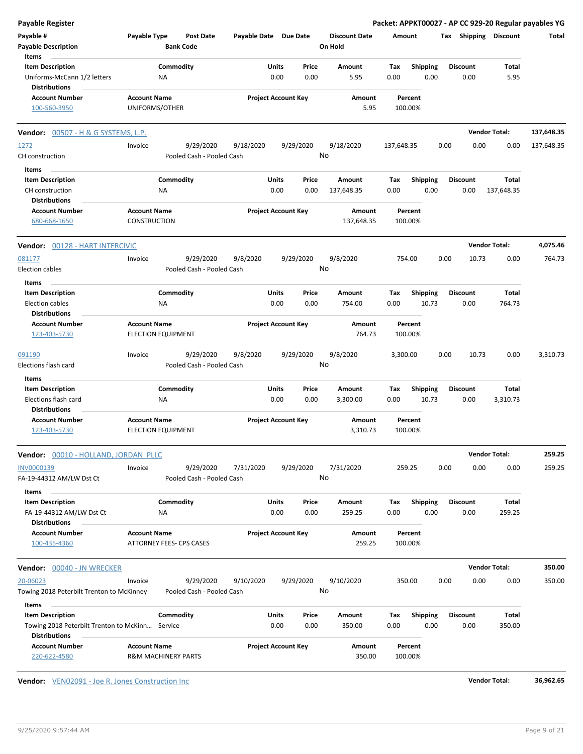**Payable Register** | **Packet: APPKT00027 - AP CC 929-20 Regular payables YG**

| Payable # / Payable Description | Payable Type | Post Date / Bank Code | Payable Date | Due Date | Discount Date / On Hold | Amount | Tax | Shipping | Discount | Total |
|---|---|---|---|---|---|---|---|---|---|---|

**Items**

| Item Description | Commodity | Units | Price | Amount | Tax | Shipping | Discount | Total |
|---|---|---|---|---|---|---|---|---|
| Uniforms-McCann 1/2 letters | NA | 0.00 | 0.00 | 5.95 | 0.00 | 0.00 | 0.00 | 5.95 |

**Distributions**

| Account Number | Account Name | Project Account Key | Amount | Percent |
|---|---|---|---|---|
| 100-560-3950 | UNIFORMS/OTHER | | 5.95 | 100.00% |

---

**Vendor: 00507 - H & G SYSTEMS, L.P.** — Vendor Total: 137,648.35

| Payable # | Payable Type | Post Date | Payable Date | Due Date | Discount Date | Amount | Tax | Shipping | Discount | Total |
|---|---|---|---|---|---|---|---|---|---|---|
| 1272 | Invoice | 9/29/2020 | 9/18/2020 | 9/29/2020 | 9/18/2020 | 137,648.35 | 0.00 | 0.00 | 0.00 | 137,648.35 |

CH construction — Pooled Cash - Pooled Cash — On Hold: No

**Items**

| Item Description | Commodity | Units | Price | Amount | Tax | Shipping | Discount | Total |
|---|---|---|---|---|---|---|---|---|
| CH construction | NA | 0.00 | 0.00 | 137,648.35 | 0.00 | 0.00 | 0.00 | 137,648.35 |

**Distributions**

| Account Number | Account Name | Project Account Key | Amount | Percent |
|---|---|---|---|---|
| 680-668-1650 | CONSTRUCTION | | 137,648.35 | 100.00% |

---

**Vendor: 00128 - HART INTERCIVIC** — Vendor Total: 4,075.46

| Payable # | Payable Type | Post Date | Payable Date | Due Date | Discount Date | Amount | Tax | Shipping | Discount | Total |
|---|---|---|---|---|---|---|---|---|---|---|
| 081177 | Invoice | 9/29/2020 | 9/8/2020 | 9/29/2020 | 9/8/2020 | 754.00 | 0.00 | 10.73 | 0.00 | 764.73 |

Election cables — Pooled Cash - Pooled Cash — On Hold: No

**Items**

| Item Description | Commodity | Units | Price | Amount | Tax | Shipping | Discount | Total |
|---|---|---|---|---|---|---|---|---|
| Election cables | NA | 0.00 | 0.00 | 754.00 | 0.00 | 10.73 | 0.00 | 764.73 |

**Distributions**

| Account Number | Account Name | Project Account Key | Amount | Percent |
|---|---|---|---|---|
| 123-403-5730 | ELECTION EQUIPMENT | | 764.73 | 100.00% |

| Payable # | Payable Type | Post Date | Payable Date | Due Date | Discount Date | Amount | Tax | Shipping | Discount | Total |
|---|---|---|---|---|---|---|---|---|---|---|
| 091190 | Invoice | 9/29/2020 | 9/8/2020 | 9/29/2020 | 9/8/2020 | 3,300.00 | 0.00 | 10.73 | 0.00 | 3,310.73 |

Elections flash card — Pooled Cash - Pooled Cash — On Hold: No

**Items**

| Item Description | Commodity | Units | Price | Amount | Tax | Shipping | Discount | Total |
|---|---|---|---|---|---|---|---|---|
| Elections flash card | NA | 0.00 | 0.00 | 3,300.00 | 0.00 | 10.73 | 0.00 | 3,310.73 |

**Distributions**

| Account Number | Account Name | Project Account Key | Amount | Percent |
|---|---|---|---|---|
| 123-403-5730 | ELECTION EQUIPMENT | | 3,310.73 | 100.00% |

---

**Vendor: 00010 - HOLLAND, JORDAN PLLC** — Vendor Total: 259.25

| Payable # | Payable Type | Post Date | Payable Date | Due Date | Discount Date | Amount | Tax | Shipping | Discount | Total |
|---|---|---|---|---|---|---|---|---|---|---|
| INV0000139 | Invoice | 9/29/2020 | 7/31/2020 | 9/29/2020 | 7/31/2020 | 259.25 | 0.00 | 0.00 | 0.00 | 259.25 |

FA-19-44312 AM/LW Dst Ct — Pooled Cash - Pooled Cash — On Hold: No

**Items**

| Item Description | Commodity | Units | Price | Amount | Tax | Shipping | Discount | Total |
|---|---|---|---|---|---|---|---|---|
| FA-19-44312 AM/LW Dst Ct | NA | 0.00 | 0.00 | 259.25 | 0.00 | 0.00 | 0.00 | 259.25 |

**Distributions**

| Account Number | Account Name | Project Account Key | Amount | Percent |
|---|---|---|---|---|
| 100-435-4360 | ATTORNEY FEES- CPS CASES | | 259.25 | 100.00% |

---

**Vendor: 00040 - JN WRECKER** — Vendor Total: 350.00

| Payable # | Payable Type | Post Date | Payable Date | Due Date | Discount Date | Amount | Tax | Shipping | Discount | Total |
|---|---|---|---|---|---|---|---|---|---|---|
| 20-06023 | Invoice | 9/29/2020 | 9/10/2020 | 9/29/2020 | 9/10/2020 | 350.00 | 0.00 | 0.00 | 0.00 | 350.00 |

Towing 2018 Peterbilt Trenton to McKinney — Pooled Cash - Pooled Cash — On Hold: No

**Items**

| Item Description | Commodity | Units | Price | Amount | Tax | Shipping | Discount | Total |
|---|---|---|---|---|---|---|---|---|
| Towing 2018 Peterbilt Trenton to McKinn... | Service | 0.00 | 0.00 | 350.00 | 0.00 | 0.00 | 0.00 | 350.00 |

**Distributions**

| Account Number | Account Name | Project Account Key | Amount | Percent |
|---|---|---|---|---|
| 220-622-4580 | R&M MACHINERY PARTS | | 350.00 | 100.00% |

---

**Vendor: VEN02091 - Joe R. Jones Construction Inc** — Vendor Total: 36,962.65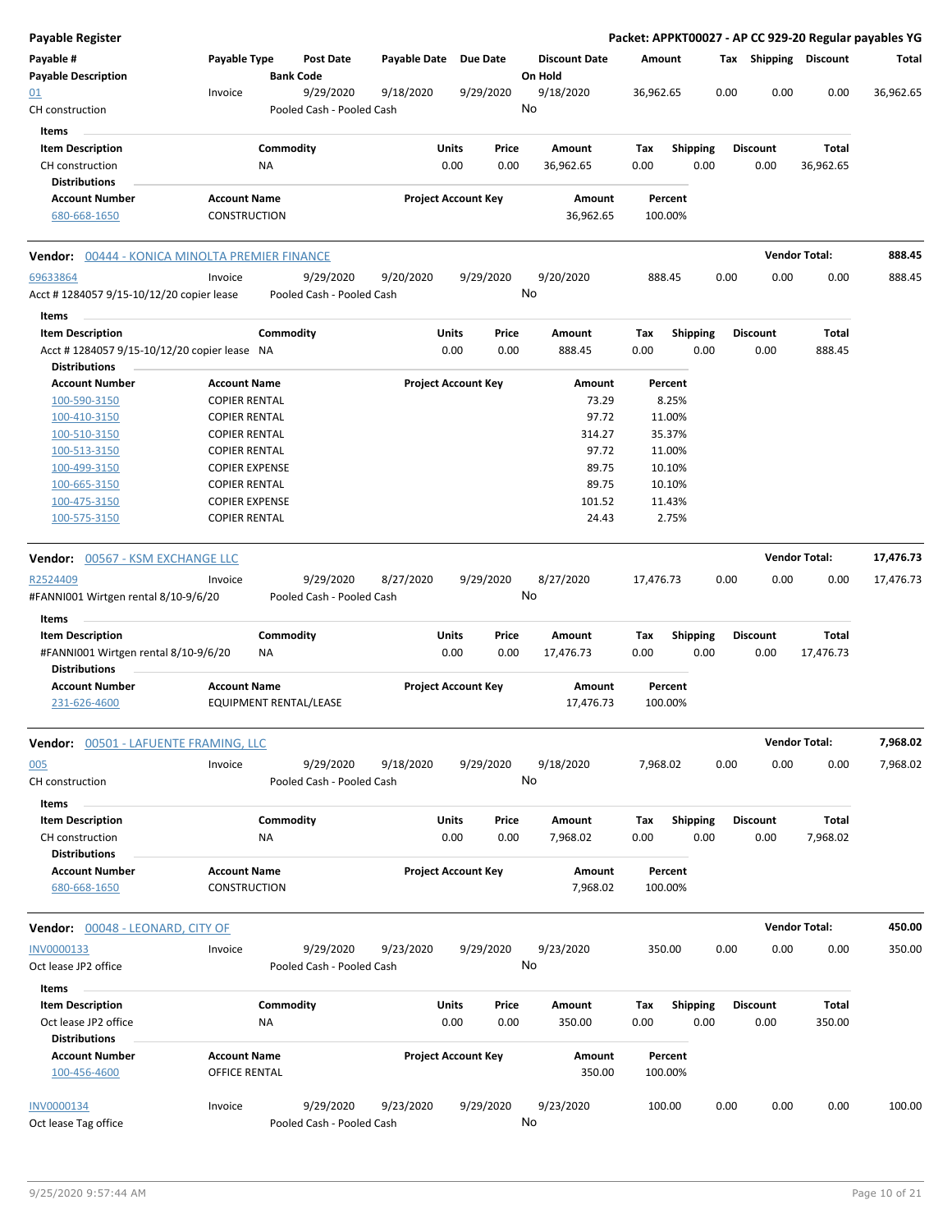**Payable Register** — Packet: APPKT00027 - AP CC 929-20 Regular payables YG

| Payable # / Payable Description | Payable Type | Post Date / Bank Code | Payable Date | Due Date | Discount Date / On Hold | Amount | Tax | Shipping | Discount | Total |
|---|---|---|---|---|---|---|---|---|---|---|
| 01 / CH construction | Invoice | 9/29/2020 / Pooled Cash - Pooled Cash | 9/18/2020 | 9/29/2020 | 9/18/2020 / No | 36,962.65 | 0.00 | 0.00 | 0.00 | 36,962.65 |

Items

| Item Description | Commodity | Units | Price | Amount | Tax | Shipping | Discount | Total |
|---|---|---|---|---|---|---|---|---|
| CH construction | NA | 0.00 | 0.00 | 36,962.65 | 0.00 | 0.00 | 0.00 | 36,962.65 |

Distributions

| Account Number | Account Name | Project Account Key | Amount | Percent |
|---|---|---|---|---|
| 680-668-1650 | CONSTRUCTION | | 36,962.65 | 100.00% |

**Vendor: 00444 - KONICA MINOLTA PREMIER FINANCE** — Vendor Total: **888.45**

| Payable # / Payable Description | Payable Type | Post Date / Bank Code | Payable Date | Due Date | Discount Date / On Hold | Amount | Tax | Shipping | Discount | Total |
|---|---|---|---|---|---|---|---|---|---|---|
| 69633864 / Acct # 1284057 9/15-10/12/20 copier lease | Invoice | 9/29/2020 / Pooled Cash - Pooled Cash | 9/20/2020 | 9/29/2020 | 9/20/2020 / No | 888.45 | 0.00 | 0.00 | 0.00 | 888.45 |

Items

| Item Description | Commodity | Units | Price | Amount | Tax | Shipping | Discount | Total |
|---|---|---|---|---|---|---|---|---|
| Acct # 1284057 9/15-10/12/20 copier lease | NA | 0.00 | 0.00 | 888.45 | 0.00 | 0.00 | 0.00 | 888.45 |

Distributions

| Account Number | Account Name | Project Account Key | Amount | Percent |
|---|---|---|---|---|
| 100-590-3150 | COPIER RENTAL | | 73.29 | 8.25% |
| 100-410-3150 | COPIER RENTAL | | 97.72 | 11.00% |
| 100-510-3150 | COPIER RENTAL | | 314.27 | 35.37% |
| 100-513-3150 | COPIER RENTAL | | 97.72 | 11.00% |
| 100-499-3150 | COPIER EXPENSE | | 89.75 | 10.10% |
| 100-665-3150 | COPIER RENTAL | | 89.75 | 10.10% |
| 100-475-3150 | COPIER EXPENSE | | 101.52 | 11.43% |
| 100-575-3150 | COPIER RENTAL | | 24.43 | 2.75% |

**Vendor: 00567 - KSM EXCHANGE LLC** — Vendor Total: **17,476.73**

| Payable # / Payable Description | Payable Type | Post Date / Bank Code | Payable Date | Due Date | Discount Date / On Hold | Amount | Tax | Shipping | Discount | Total |
|---|---|---|---|---|---|---|---|---|---|---|
| R2524409 / #FANNI001 Wirtgen rental 8/10-9/6/20 | Invoice | 9/29/2020 / Pooled Cash - Pooled Cash | 8/27/2020 | 9/29/2020 | 8/27/2020 / No | 17,476.73 | 0.00 | 0.00 | 0.00 | 17,476.73 |

Items

| Item Description | Commodity | Units | Price | Amount | Tax | Shipping | Discount | Total |
|---|---|---|---|---|---|---|---|---|
| #FANNI001 Wirtgen rental 8/10-9/6/20 | NA | 0.00 | 0.00 | 17,476.73 | 0.00 | 0.00 | 0.00 | 17,476.73 |

Distributions

| Account Number | Account Name | Project Account Key | Amount | Percent |
|---|---|---|---|---|
| 231-626-4600 | EQUIPMENT RENTAL/LEASE | | 17,476.73 | 100.00% |

**Vendor: 00501 - LAFUENTE FRAMING, LLC** — Vendor Total: **7,968.02**

| Payable # / Payable Description | Payable Type | Post Date / Bank Code | Payable Date | Due Date | Discount Date / On Hold | Amount | Tax | Shipping | Discount | Total |
|---|---|---|---|---|---|---|---|---|---|---|
| 005 / CH construction | Invoice | 9/29/2020 / Pooled Cash - Pooled Cash | 9/18/2020 | 9/29/2020 | 9/18/2020 / No | 7,968.02 | 0.00 | 0.00 | 0.00 | 7,968.02 |

Items

| Item Description | Commodity | Units | Price | Amount | Tax | Shipping | Discount | Total |
|---|---|---|---|---|---|---|---|---|
| CH construction | NA | 0.00 | 0.00 | 7,968.02 | 0.00 | 0.00 | 0.00 | 7,968.02 |

Distributions

| Account Number | Account Name | Project Account Key | Amount | Percent |
|---|---|---|---|---|
| 680-668-1650 | CONSTRUCTION | | 7,968.02 | 100.00% |

**Vendor: 00048 - LEONARD, CITY OF** — Vendor Total: **450.00**

| Payable # / Payable Description | Payable Type | Post Date / Bank Code | Payable Date | Due Date | Discount Date / On Hold | Amount | Tax | Shipping | Discount | Total |
|---|---|---|---|---|---|---|---|---|---|---|
| INV0000133 / Oct lease JP2 office | Invoice | 9/29/2020 / Pooled Cash - Pooled Cash | 9/23/2020 | 9/29/2020 | 9/23/2020 / No | 350.00 | 0.00 | 0.00 | 0.00 | 350.00 |

Items

| Item Description | Commodity | Units | Price | Amount | Tax | Shipping | Discount | Total |
|---|---|---|---|---|---|---|---|---|
| Oct lease JP2 office | NA | 0.00 | 0.00 | 350.00 | 0.00 | 0.00 | 0.00 | 350.00 |

Distributions

| Account Number | Account Name | Project Account Key | Amount | Percent |
|---|---|---|---|---|
| 100-456-4600 | OFFICE RENTAL | | 350.00 | 100.00% |

| Payable # / Payable Description | Payable Type | Post Date / Bank Code | Payable Date | Due Date | Discount Date / On Hold | Amount | Tax | Shipping | Discount | Total |
|---|---|---|---|---|---|---|---|---|---|---|
| INV0000134 / Oct lease Tag office | Invoice | 9/29/2020 / Pooled Cash - Pooled Cash | 9/23/2020 | 9/29/2020 | 9/23/2020 / No | 100.00 | 0.00 | 0.00 | 0.00 | 100.00 |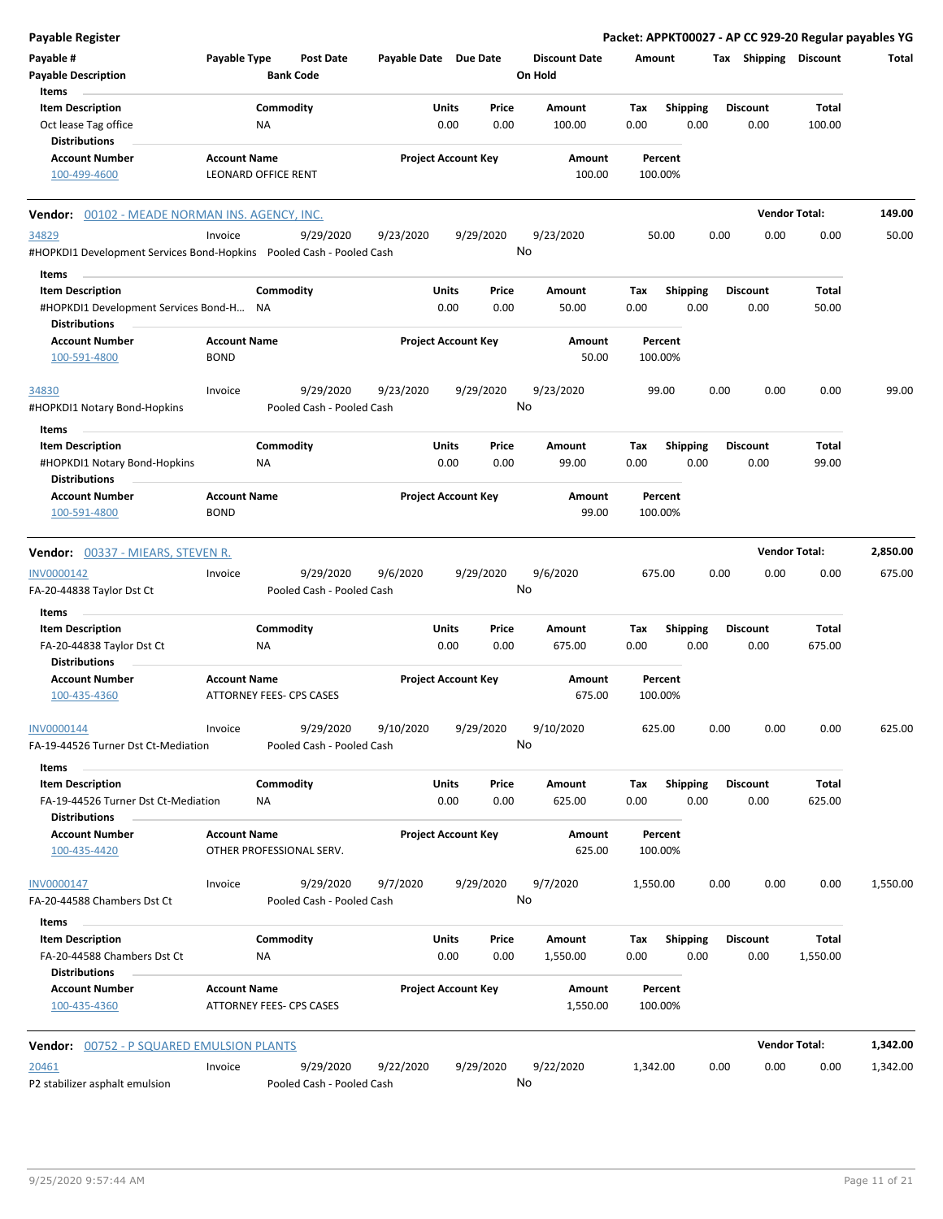**Payable Register** — Packet: APPKT00027 - AP CC 929-20 Regular payables YG

| Payable # | Payable Type | Post Date | Payable Date | Due Date | Discount Date | Amount | Tax | Shipping | Discount | Total |
|---|---|---|---|---|---|---|---|---|---|---|
| Payable Description | | Bank Code | | | On Hold | | | | | |

**Items**

| Item Description | Commodity | Units | Price | Amount | Tax | Shipping | Discount | Total |
|---|---|---|---|---|---|---|---|---|
| Oct lease Tag office | NA | 0.00 | 0.00 | 100.00 | 0.00 | 0.00 | 0.00 | 100.00 |

**Distributions**

| Account Number | Account Name | Project Account Key | Amount | Percent |
|---|---|---|---|---|
| 100-499-4600 | LEONARD OFFICE RENT | | 100.00 | 100.00% |

## Vendor: 00102 - MEADE NORMAN INS. AGENCY, INC. — Vendor Total: 149.00

| Payable # | Payable Type | Post Date | Payable Date | Due Date | Discount Date | Amount | Tax | Shipping | Discount | Total |
|---|---|---|---|---|---|---|---|---|---|---|
| 34829 | Invoice | 9/29/2020 | 9/23/2020 | 9/29/2020 | 9/23/2020 | 50.00 | 0.00 | 0.00 | 0.00 | 50.00 |
| #HOPKDI1 Development Services Bond-Hopkins | | Pooled Cash - Pooled Cash | | | No | | | | | |

**Items**

| Item Description | Commodity | Units | Price | Amount | Tax | Shipping | Discount | Total |
|---|---|---|---|---|---|---|---|---|
| #HOPKDI1 Development Services Bond-H... | NA | 0.00 | 0.00 | 50.00 | 0.00 | 0.00 | 0.00 | 50.00 |

**Distributions**

| Account Number | Account Name | Project Account Key | Amount | Percent |
|---|---|---|---|---|
| 100-591-4800 | BOND | | 50.00 | 100.00% |

| Payable # | Payable Type | Post Date | Payable Date | Due Date | Discount Date | Amount | Tax | Shipping | Discount | Total |
|---|---|---|---|---|---|---|---|---|---|---|
| 34830 | Invoice | 9/29/2020 | 9/23/2020 | 9/29/2020 | 9/23/2020 | 99.00 | 0.00 | 0.00 | 0.00 | 99.00 |
| #HOPKDI1 Notary Bond-Hopkins | | Pooled Cash - Pooled Cash | | | No | | | | | |

**Items**

| Item Description | Commodity | Units | Price | Amount | Tax | Shipping | Discount | Total |
|---|---|---|---|---|---|---|---|---|
| #HOPKDI1 Notary Bond-Hopkins | NA | 0.00 | 0.00 | 99.00 | 0.00 | 0.00 | 0.00 | 99.00 |

**Distributions**

| Account Number | Account Name | Project Account Key | Amount | Percent |
|---|---|---|---|---|
| 100-591-4800 | BOND | | 99.00 | 100.00% |

## Vendor: 00337 - MIEARS, STEVEN R. — Vendor Total: 2,850.00

| Payable # | Payable Type | Post Date | Payable Date | Due Date | Discount Date | Amount | Tax | Shipping | Discount | Total |
|---|---|---|---|---|---|---|---|---|---|---|
| INV0000142 | Invoice | 9/29/2020 | 9/6/2020 | 9/29/2020 | 9/6/2020 | 675.00 | 0.00 | 0.00 | 0.00 | 675.00 |
| FA-20-44838 Taylor Dst Ct | | Pooled Cash - Pooled Cash | | | No | | | | | |

**Items**

| Item Description | Commodity | Units | Price | Amount | Tax | Shipping | Discount | Total |
|---|---|---|---|---|---|---|---|---|
| FA-20-44838 Taylor Dst Ct | NA | 0.00 | 0.00 | 675.00 | 0.00 | 0.00 | 0.00 | 675.00 |

**Distributions**

| Account Number | Account Name | Project Account Key | Amount | Percent |
|---|---|---|---|---|
| 100-435-4360 | ATTORNEY FEES- CPS CASES | | 675.00 | 100.00% |

| Payable # | Payable Type | Post Date | Payable Date | Due Date | Discount Date | Amount | Tax | Shipping | Discount | Total |
|---|---|---|---|---|---|---|---|---|---|---|
| INV0000144 | Invoice | 9/29/2020 | 9/10/2020 | 9/29/2020 | 9/10/2020 | 625.00 | 0.00 | 0.00 | 0.00 | 625.00 |
| FA-19-44526 Turner Dst Ct-Mediation | | Pooled Cash - Pooled Cash | | | No | | | | | |

**Items**

| Item Description | Commodity | Units | Price | Amount | Tax | Shipping | Discount | Total |
|---|---|---|---|---|---|---|---|---|
| FA-19-44526 Turner Dst Ct-Mediation | NA | 0.00 | 0.00 | 625.00 | 0.00 | 0.00 | 0.00 | 625.00 |

**Distributions**

| Account Number | Account Name | Project Account Key | Amount | Percent |
|---|---|---|---|---|
| 100-435-4420 | OTHER PROFESSIONAL SERV. | | 625.00 | 100.00% |

| Payable # | Payable Type | Post Date | Payable Date | Due Date | Discount Date | Amount | Tax | Shipping | Discount | Total |
|---|---|---|---|---|---|---|---|---|---|---|
| INV0000147 | Invoice | 9/29/2020 | 9/7/2020 | 9/29/2020 | 9/7/2020 | 1,550.00 | 0.00 | 0.00 | 0.00 | 1,550.00 |
| FA-20-44588 Chambers Dst Ct | | Pooled Cash - Pooled Cash | | | No | | | | | |

**Items**

| Item Description | Commodity | Units | Price | Amount | Tax | Shipping | Discount | Total |
|---|---|---|---|---|---|---|---|---|
| FA-20-44588 Chambers Dst Ct | NA | 0.00 | 0.00 | 1,550.00 | 0.00 | 0.00 | 0.00 | 1,550.00 |

**Distributions**

| Account Number | Account Name | Project Account Key | Amount | Percent |
|---|---|---|---|---|
| 100-435-4360 | ATTORNEY FEES- CPS CASES | | 1,550.00 | 100.00% |

## Vendor: 00752 - P SQUARED EMULSION PLANTS — Vendor Total: 1,342.00

| Payable # | Payable Type | Post Date | Payable Date | Due Date | Discount Date | Amount | Tax | Shipping | Discount | Total |
|---|---|---|---|---|---|---|---|---|---|---|
| 20461 | Invoice | 9/29/2020 | 9/22/2020 | 9/29/2020 | 9/22/2020 | 1,342.00 | 0.00 | 0.00 | 0.00 | 1,342.00 |
| P2 stabilizer asphalt emulsion | | Pooled Cash - Pooled Cash | | | No | | | | | |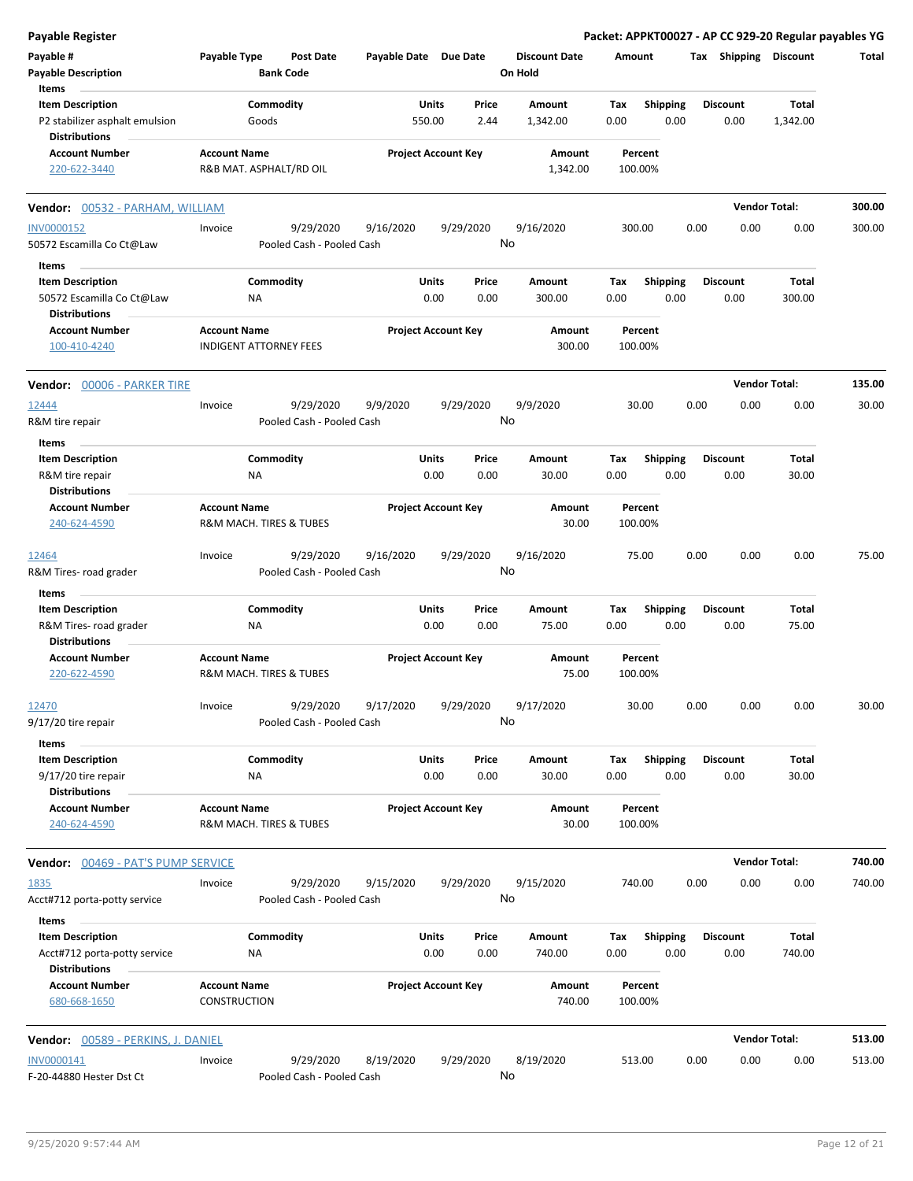## Payable Register

**Packet: APPKT00027 - AP CC 929-20 Regular payables YG**

| Payable # | Payable Type | Post Date | Payable Date | Due Date | Discount Date | Amount | Tax | Shipping | Discount | Total |
|---|---|---|---|---|---|---|---|---|---|---|
| Payable Description | | Bank Code | | | On Hold | | | | | |

**Items**

| Item Description | Commodity | Units | Price | Amount | Tax | Shipping | Discount | Total |
|---|---|---|---|---|---|---|---|---|
| P2 stabilizer asphalt emulsion | Goods | 550.00 | 2.44 | 1,342.00 | 0.00 | 0.00 | 0.00 | 1,342.00 |

**Distributions**

| Account Number | Account Name | Project Account Key | Amount | Percent |
|---|---|---|---|---|
| 220-622-3440 | R&B MAT. ASPHALT/RD OIL | | 1,342.00 | 100.00% |

---

### Vendor: 00532 - PARHAM, WILLIAM — Vendor Total: 300.00

| Payable # | Payable Type | Post Date | Payable Date | Due Date | Discount Date | Amount | Tax | Shipping | Discount | Total |
|---|---|---|---|---|---|---|---|---|---|---|
| INV0000152 | Invoice | 9/29/2020 | 9/16/2020 | 9/29/2020 | 9/16/2020 | 300.00 | 0.00 | 0.00 | 0.00 | 300.00 |
| 50572 Escamilla Co Ct@Law | | Pooled Cash - Pooled Cash | | | No | | | | | |

**Items**

| Item Description | Commodity | Units | Price | Amount | Tax | Shipping | Discount | Total |
|---|---|---|---|---|---|---|---|---|
| 50572 Escamilla Co Ct@Law | NA | 0.00 | 0.00 | 300.00 | 0.00 | 0.00 | 0.00 | 300.00 |

**Distributions**

| Account Number | Account Name | Project Account Key | Amount | Percent |
|---|---|---|---|---|
| 100-410-4240 | INDIGENT ATTORNEY FEES | | 300.00 | 100.00% |

---

### Vendor: 00006 - PARKER TIRE — Vendor Total: 135.00

| Payable # | Payable Type | Post Date | Payable Date | Due Date | Discount Date | Amount | Tax | Shipping | Discount | Total |
|---|---|---|---|---|---|---|---|---|---|---|
| 12444 | Invoice | 9/29/2020 | 9/9/2020 | 9/29/2020 | 9/9/2020 | 30.00 | 0.00 | 0.00 | 0.00 | 30.00 |
| R&M tire repair | | Pooled Cash - Pooled Cash | | | No | | | | | |

**Items**

| Item Description | Commodity | Units | Price | Amount | Tax | Shipping | Discount | Total |
|---|---|---|---|---|---|---|---|---|
| R&M tire repair | NA | 0.00 | 0.00 | 30.00 | 0.00 | 0.00 | 0.00 | 30.00 |

**Distributions**

| Account Number | Account Name | Project Account Key | Amount | Percent |
|---|---|---|---|---|
| 240-624-4590 | R&M MACH. TIRES & TUBES | | 30.00 | 100.00% |

| Payable # | Payable Type | Post Date | Payable Date | Due Date | Discount Date | Amount | Tax | Shipping | Discount | Total |
|---|---|---|---|---|---|---|---|---|---|---|
| 12464 | Invoice | 9/29/2020 | 9/16/2020 | 9/29/2020 | 9/16/2020 | 75.00 | 0.00 | 0.00 | 0.00 | 75.00 |
| R&M Tires- road grader | | Pooled Cash - Pooled Cash | | | No | | | | | |

**Items**

| Item Description | Commodity | Units | Price | Amount | Tax | Shipping | Discount | Total |
|---|---|---|---|---|---|---|---|---|
| R&M Tires- road grader | NA | 0.00 | 0.00 | 75.00 | 0.00 | 0.00 | 0.00 | 75.00 |

**Distributions**

| Account Number | Account Name | Project Account Key | Amount | Percent |
|---|---|---|---|---|
| 220-622-4590 | R&M MACH. TIRES & TUBES | | 75.00 | 100.00% |

| Payable # | Payable Type | Post Date | Payable Date | Due Date | Discount Date | Amount | Tax | Shipping | Discount | Total |
|---|---|---|---|---|---|---|---|---|---|---|
| 12470 | Invoice | 9/29/2020 | 9/17/2020 | 9/29/2020 | 9/17/2020 | 30.00 | 0.00 | 0.00 | 0.00 | 30.00 |
| 9/17/20 tire repair | | Pooled Cash - Pooled Cash | | | No | | | | | |

**Items**

| Item Description | Commodity | Units | Price | Amount | Tax | Shipping | Discount | Total |
|---|---|---|---|---|---|---|---|---|
| 9/17/20 tire repair | NA | 0.00 | 0.00 | 30.00 | 0.00 | 0.00 | 0.00 | 30.00 |

**Distributions**

| Account Number | Account Name | Project Account Key | Amount | Percent |
|---|---|---|---|---|
| 240-624-4590 | R&M MACH. TIRES & TUBES | | 30.00 | 100.00% |

---

### Vendor: 00469 - PAT'S PUMP SERVICE — Vendor Total: 740.00

| Payable # | Payable Type | Post Date | Payable Date | Due Date | Discount Date | Amount | Tax | Shipping | Discount | Total |
|---|---|---|---|---|---|---|---|---|---|---|
| 1835 | Invoice | 9/29/2020 | 9/15/2020 | 9/29/2020 | 9/15/2020 | 740.00 | 0.00 | 0.00 | 0.00 | 740.00 |
| Acct#712 porta-potty service | | Pooled Cash - Pooled Cash | | | No | | | | | |

**Items**

| Item Description | Commodity | Units | Price | Amount | Tax | Shipping | Discount | Total |
|---|---|---|---|---|---|---|---|---|
| Acct#712 porta-potty service | NA | 0.00 | 0.00 | 740.00 | 0.00 | 0.00 | 0.00 | 740.00 |

**Distributions**

| Account Number | Account Name | Project Account Key | Amount | Percent |
|---|---|---|---|---|
| 680-668-1650 | CONSTRUCTION | | 740.00 | 100.00% |

---

### Vendor: 00589 - PERKINS, J. DANIEL — Vendor Total: 513.00

| Payable # | Payable Type | Post Date | Payable Date | Due Date | Discount Date | Amount | Tax | Shipping | Discount | Total |
|---|---|---|---|---|---|---|---|---|---|---|
| INV0000141 | Invoice | 9/29/2020 | 8/19/2020 | 9/29/2020 | 8/19/2020 | 513.00 | 0.00 | 0.00 | 0.00 | 513.00 |
| F-20-44880 Hester Dst Ct | | Pooled Cash - Pooled Cash | | | No | | | | | |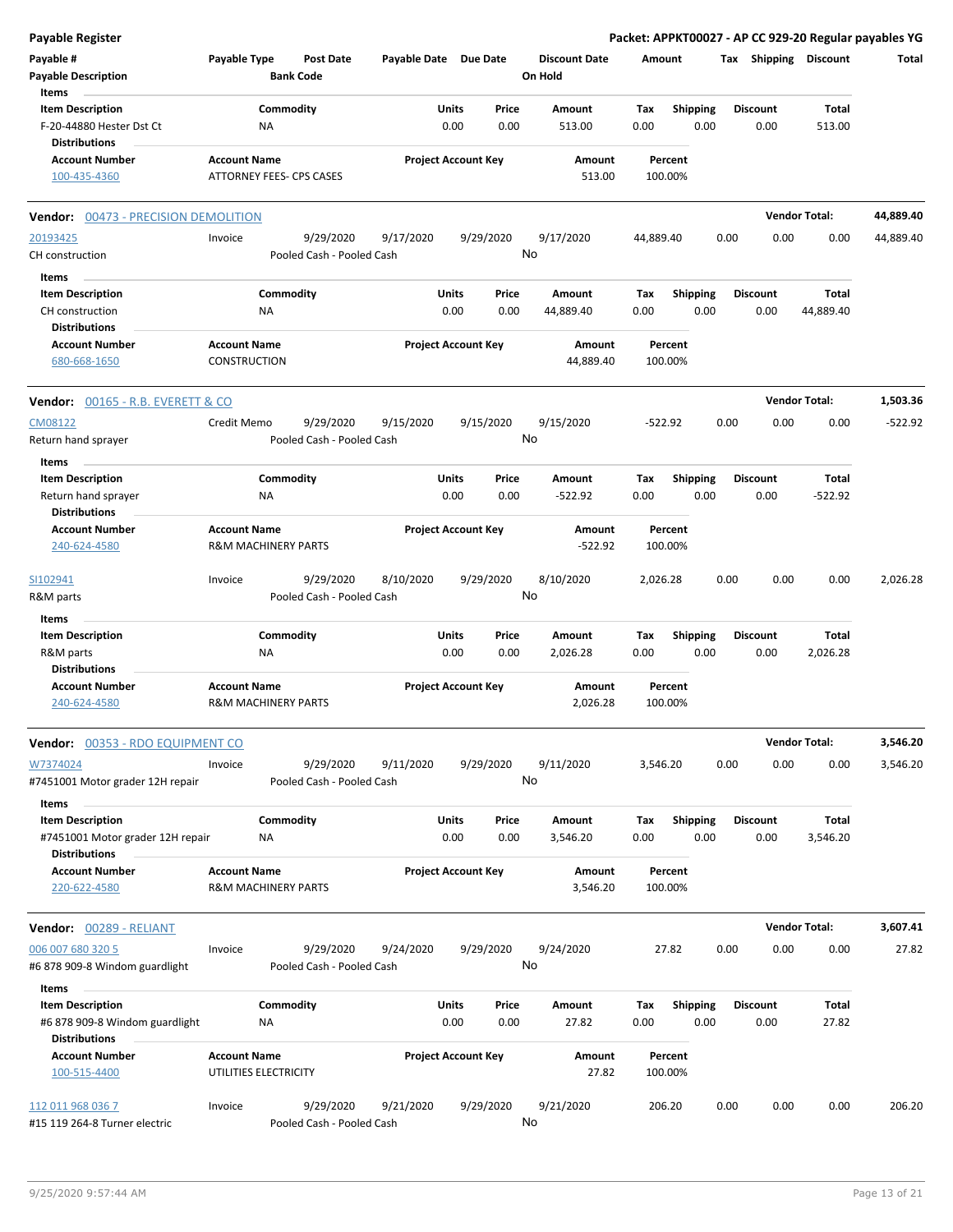**Payable Register** — **Packet: APPKT00027 - AP CC 929-20 Regular payables YG**

| Payable # | Payable Type | Post Date | Payable Date | Due Date | Discount Date | Amount | Tax | Shipping | Discount | Total |
|---|---|---|---|---|---|---|---|---|---|---|
| Payable Description | | Bank Code | | | On Hold | | | | | |

**Items**

| Item Description | Commodity | Units | Price | Amount | Tax | Shipping | Discount | Total |
|---|---|---|---|---|---|---|---|---|
| F-20-44880 Hester Dst Ct | NA | 0.00 | 0.00 | 513.00 | 0.00 | 0.00 | 0.00 | 513.00 |

**Distributions**

| Account Number | Account Name | Project Account Key | Amount | Percent |
|---|---|---|---|---|
| 100-435-4360 | ATTORNEY FEES- CPS CASES | | 513.00 | 100.00% |

---

**Vendor: 00473 - PRECISION DEMOLITION** — **Vendor Total: 44,889.40**

| Payable # | Payable Type | Post Date | Payable Date | Due Date | Discount Date | Amount | Tax | Shipping | Discount | Total |
|---|---|---|---|---|---|---|---|---|---|---|
| 20193425 | Invoice | 9/29/2020 | 9/17/2020 | 9/29/2020 | 9/17/2020 | 44,889.40 | 0.00 | 0.00 | 0.00 | 44,889.40 |
| CH construction | | Pooled Cash - Pooled Cash | | | No | | | | | |

**Items**

| Item Description | Commodity | Units | Price | Amount | Tax | Shipping | Discount | Total |
|---|---|---|---|---|---|---|---|---|
| CH construction | NA | 0.00 | 0.00 | 44,889.40 | 0.00 | 0.00 | 0.00 | 44,889.40 |

**Distributions**

| Account Number | Account Name | Project Account Key | Amount | Percent |
|---|---|---|---|---|
| 680-668-1650 | CONSTRUCTION | | 44,889.40 | 100.00% |

---

**Vendor: 00165 - R.B. EVERETT & CO** — **Vendor Total: 1,503.36**

| Payable # | Payable Type | Post Date | Payable Date | Due Date | Discount Date | Amount | Tax | Shipping | Discount | Total |
|---|---|---|---|---|---|---|---|---|---|---|
| CM08122 | Credit Memo | 9/29/2020 | 9/15/2020 | 9/15/2020 | 9/15/2020 | -522.92 | 0.00 | 0.00 | 0.00 | -522.92 |
| Return hand sprayer | | Pooled Cash - Pooled Cash | | | No | | | | | |

**Items**

| Item Description | Commodity | Units | Price | Amount | Tax | Shipping | Discount | Total |
|---|---|---|---|---|---|---|---|---|
| Return hand sprayer | NA | 0.00 | 0.00 | -522.92 | 0.00 | 0.00 | 0.00 | -522.92 |

**Distributions**

| Account Number | Account Name | Project Account Key | Amount | Percent |
|---|---|---|---|---|
| 240-624-4580 | R&M MACHINERY PARTS | | -522.92 | 100.00% |

| Payable # | Payable Type | Post Date | Payable Date | Due Date | Discount Date | Amount | Tax | Shipping | Discount | Total |
|---|---|---|---|---|---|---|---|---|---|---|
| SI102941 | Invoice | 9/29/2020 | 8/10/2020 | 9/29/2020 | 8/10/2020 | 2,026.28 | 0.00 | 0.00 | 0.00 | 2,026.28 |
| R&M parts | | Pooled Cash - Pooled Cash | | | No | | | | | |

**Items**

| Item Description | Commodity | Units | Price | Amount | Tax | Shipping | Discount | Total |
|---|---|---|---|---|---|---|---|---|
| R&M parts | NA | 0.00 | 0.00 | 2,026.28 | 0.00 | 0.00 | 0.00 | 2,026.28 |

**Distributions**

| Account Number | Account Name | Project Account Key | Amount | Percent |
|---|---|---|---|---|
| 240-624-4580 | R&M MACHINERY PARTS | | 2,026.28 | 100.00% |

---

**Vendor: 00353 - RDO EQUIPMENT CO** — **Vendor Total: 3,546.20**

| Payable # | Payable Type | Post Date | Payable Date | Due Date | Discount Date | Amount | Tax | Shipping | Discount | Total |
|---|---|---|---|---|---|---|---|---|---|---|
| W7374024 | Invoice | 9/29/2020 | 9/11/2020 | 9/29/2020 | 9/11/2020 | 3,546.20 | 0.00 | 0.00 | 0.00 | 3,546.20 |
| #7451001 Motor grader 12H repair | | Pooled Cash - Pooled Cash | | | No | | | | | |

**Items**

| Item Description | Commodity | Units | Price | Amount | Tax | Shipping | Discount | Total |
|---|---|---|---|---|---|---|---|---|
| #7451001 Motor grader 12H repair | NA | 0.00 | 0.00 | 3,546.20 | 0.00 | 0.00 | 0.00 | 3,546.20 |

**Distributions**

| Account Number | Account Name | Project Account Key | Amount | Percent |
|---|---|---|---|---|
| 220-622-4580 | R&M MACHINERY PARTS | | 3,546.20 | 100.00% |

---

**Vendor: 00289 - RELIANT** — **Vendor Total: 3,607.41**

| Payable # | Payable Type | Post Date | Payable Date | Due Date | Discount Date | Amount | Tax | Shipping | Discount | Total |
|---|---|---|---|---|---|---|---|---|---|---|
| 006 007 680 320 5 | Invoice | 9/29/2020 | 9/24/2020 | 9/29/2020 | 9/24/2020 | 27.82 | 0.00 | 0.00 | 0.00 | 27.82 |
| #6 878 909-8 Windom guardlight | | Pooled Cash - Pooled Cash | | | No | | | | | |

**Items**

| Item Description | Commodity | Units | Price | Amount | Tax | Shipping | Discount | Total |
|---|---|---|---|---|---|---|---|---|
| #6 878 909-8 Windom guardlight | NA | 0.00 | 0.00 | 27.82 | 0.00 | 0.00 | 0.00 | 27.82 |

**Distributions**

| Account Number | Account Name | Project Account Key | Amount | Percent |
|---|---|---|---|---|
| 100-515-4400 | UTILITIES ELECTRICITY | | 27.82 | 100.00% |

| Payable # | Payable Type | Post Date | Payable Date | Due Date | Discount Date | Amount | Tax | Shipping | Discount | Total |
|---|---|---|---|---|---|---|---|---|---|---|
| 112 011 968 036 7 | Invoice | 9/29/2020 | 9/21/2020 | 9/29/2020 | 9/21/2020 | 206.20 | 0.00 | 0.00 | 0.00 | 206.20 |
| #15 119 264-8 Turner electric | | Pooled Cash - Pooled Cash | | | No | | | | | |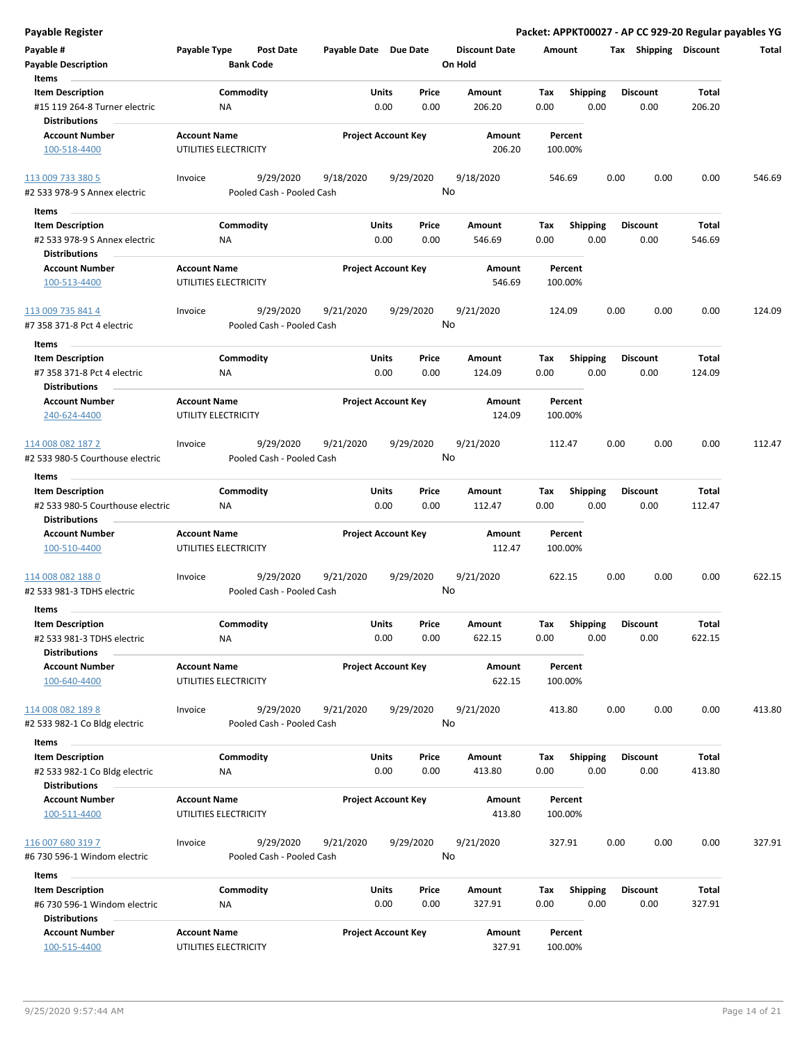| Payable # | Payable Type | Post Date | Payable Date | Due Date | Discount Date | Amount | Tax | Shipping | Discount | Total |
|---|---|---|---|---|---|---|---|---|---|---|
| Payable Description | | Bank Code | | | On Hold | | | | | |

**Items**

| Item Description | Commodity | Units | Price | Amount | Tax | Shipping | Discount | Total |
|---|---|---|---|---|---|---|---|---|
| #15 119 264-8 Turner electric | NA | 0.00 | 0.00 | 206.20 | 0.00 | 0.00 | 0.00 | 206.20 |

**Distributions**

| Account Number | Account Name | Project Account Key | Amount | Percent |
|---|---|---|---|---|
| 100-518-4400 | UTILITIES ELECTRICITY | | 206.20 | 100.00% |

| Payable # | Payable Type | Post Date | Payable Date | Due Date | Discount Date | Amount | Tax | Shipping | Discount | Total |
|---|---|---|---|---|---|---|---|---|---|---|
| 113 009 733 380 5 | Invoice | 9/29/2020 | 9/18/2020 | 9/29/2020 | 9/18/2020 | 546.69 | 0.00 | 0.00 | 0.00 | 546.69 |
| #2 533 978-9 S Annex electric | | Pooled Cash - Pooled Cash | | | No | | | | | |

**Items**

| Item Description | Commodity | Units | Price | Amount | Tax | Shipping | Discount | Total |
|---|---|---|---|---|---|---|---|---|
| #2 533 978-9 S Annex electric | NA | 0.00 | 0.00 | 546.69 | 0.00 | 0.00 | 0.00 | 546.69 |

**Distributions**

| Account Number | Account Name | Project Account Key | Amount | Percent |
|---|---|---|---|---|
| 100-513-4400 | UTILITIES ELECTRICITY | | 546.69 | 100.00% |

| Payable # | Payable Type | Post Date | Payable Date | Due Date | Discount Date | Amount | Tax | Shipping | Discount | Total |
|---|---|---|---|---|---|---|---|---|---|---|
| 113 009 735 841 4 | Invoice | 9/29/2020 | 9/21/2020 | 9/29/2020 | 9/21/2020 | 124.09 | 0.00 | 0.00 | 0.00 | 124.09 |
| #7 358 371-8 Pct 4 electric | | Pooled Cash - Pooled Cash | | | No | | | | | |

**Items**

| Item Description | Commodity | Units | Price | Amount | Tax | Shipping | Discount | Total |
|---|---|---|---|---|---|---|---|---|
| #7 358 371-8 Pct 4 electric | NA | 0.00 | 0.00 | 124.09 | 0.00 | 0.00 | 0.00 | 124.09 |

**Distributions**

| Account Number | Account Name | Project Account Key | Amount | Percent |
|---|---|---|---|---|
| 240-624-4400 | UTILITY ELECTRICITY | | 124.09 | 100.00% |

| Payable # | Payable Type | Post Date | Payable Date | Due Date | Discount Date | Amount | Tax | Shipping | Discount | Total |
|---|---|---|---|---|---|---|---|---|---|---|
| 114 008 082 187 2 | Invoice | 9/29/2020 | 9/21/2020 | 9/29/2020 | 9/21/2020 | 112.47 | 0.00 | 0.00 | 0.00 | 112.47 |
| #2 533 980-5 Courthouse electric | | Pooled Cash - Pooled Cash | | | No | | | | | |

**Items**

| Item Description | Commodity | Units | Price | Amount | Tax | Shipping | Discount | Total |
|---|---|---|---|---|---|---|---|---|
| #2 533 980-5 Courthouse electric | NA | 0.00 | 0.00 | 112.47 | 0.00 | 0.00 | 0.00 | 112.47 |

**Distributions**

| Account Number | Account Name | Project Account Key | Amount | Percent |
|---|---|---|---|---|
| 100-510-4400 | UTILITIES ELECTRICITY | | 112.47 | 100.00% |

| Payable # | Payable Type | Post Date | Payable Date | Due Date | Discount Date | Amount | Tax | Shipping | Discount | Total |
|---|---|---|---|---|---|---|---|---|---|---|
| 114 008 082 188 0 | Invoice | 9/29/2020 | 9/21/2020 | 9/29/2020 | 9/21/2020 | 622.15 | 0.00 | 0.00 | 0.00 | 622.15 |
| #2 533 981-3 TDHS electric | | Pooled Cash - Pooled Cash | | | No | | | | | |

**Items**

| Item Description | Commodity | Units | Price | Amount | Tax | Shipping | Discount | Total |
|---|---|---|---|---|---|---|---|---|
| #2 533 981-3 TDHS electric | NA | 0.00 | 0.00 | 622.15 | 0.00 | 0.00 | 0.00 | 622.15 |

**Distributions**

| Account Number | Account Name | Project Account Key | Amount | Percent |
|---|---|---|---|---|
| 100-640-4400 | UTILITIES ELECTRICITY | | 622.15 | 100.00% |

| Payable # | Payable Type | Post Date | Payable Date | Due Date | Discount Date | Amount | Tax | Shipping | Discount | Total |
|---|---|---|---|---|---|---|---|---|---|---|
| 114 008 082 189 8 | Invoice | 9/29/2020 | 9/21/2020 | 9/29/2020 | 9/21/2020 | 413.80 | 0.00 | 0.00 | 0.00 | 413.80 |
| #2 533 982-1 Co Bldg electric | | Pooled Cash - Pooled Cash | | | No | | | | | |

**Items**

| Item Description | Commodity | Units | Price | Amount | Tax | Shipping | Discount | Total |
|---|---|---|---|---|---|---|---|---|
| #2 533 982-1 Co Bldg electric | NA | 0.00 | 0.00 | 413.80 | 0.00 | 0.00 | 0.00 | 413.80 |

**Distributions**

| Account Number | Account Name | Project Account Key | Amount | Percent |
|---|---|---|---|---|
| 100-511-4400 | UTILITIES ELECTRICITY | | 413.80 | 100.00% |

| Payable # | Payable Type | Post Date | Payable Date | Due Date | Discount Date | Amount | Tax | Shipping | Discount | Total |
|---|---|---|---|---|---|---|---|---|---|---|
| 116 007 680 319 7 | Invoice | 9/29/2020 | 9/21/2020 | 9/29/2020 | 9/21/2020 | 327.91 | 0.00 | 0.00 | 0.00 | 327.91 |
| #6 730 596-1 Windom electric | | Pooled Cash - Pooled Cash | | | No | | | | | |

**Items**

| Item Description | Commodity | Units | Price | Amount | Tax | Shipping | Discount | Total |
|---|---|---|---|---|---|---|---|---|
| #6 730 596-1 Windom electric | NA | 0.00 | 0.00 | 327.91 | 0.00 | 0.00 | 0.00 | 327.91 |

**Distributions**

| Account Number | Account Name | Project Account Key | Amount | Percent |
|---|---|---|---|---|
| 100-515-4400 | UTILITIES ELECTRICITY | | 327.91 | 100.00% |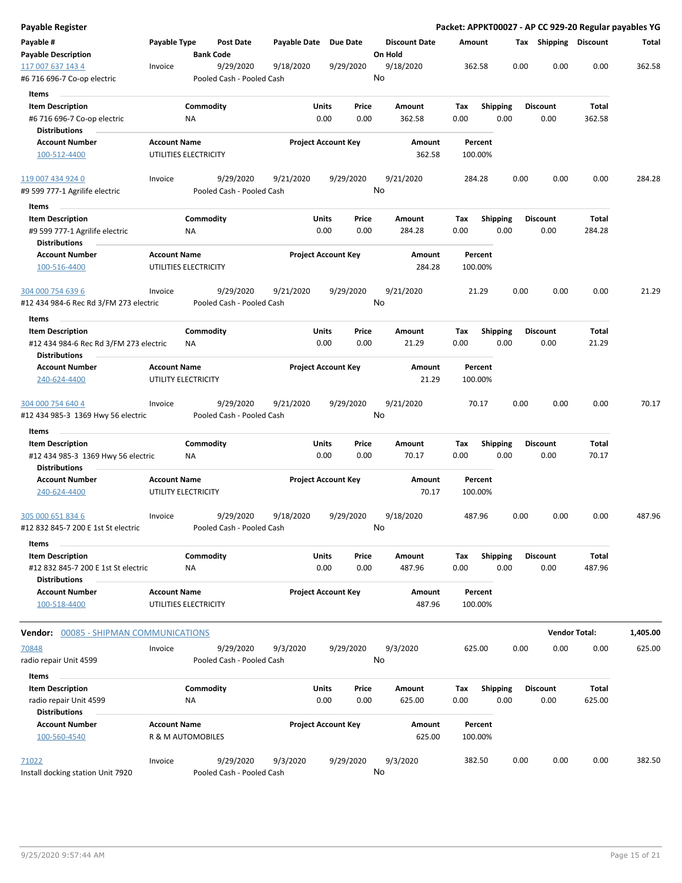**Payable Register**

**Packet: APPKT00027 - AP CC 929-20 Regular payables YG**

| Payable # | Payable Type | Post Date | Payable Date | Due Date | Discount Date | Amount | Tax | Shipping | Discount | Total |
|---|---|---|---|---|---|---|---|---|---|---|
| **Payable Description** | | **Bank Code** | | | **On Hold** | | | | | |
| 117 007 637 143 4 | Invoice | 9/29/2020 | 9/18/2020 | 9/29/2020 | 9/18/2020 | 362.58 | 0.00 | 0.00 | 0.00 | 362.58 |
| #6 716 696-7 Co-op electric | | Pooled Cash - Pooled Cash | | | No | | | | | |

**Items**

| Item Description | Commodity | Units | Price | Amount | Tax | Shipping | Discount | Total |
|---|---|---|---|---|---|---|---|---|
| #6 716 696-7 Co-op electric | NA | 0.00 | 0.00 | 362.58 | 0.00 | 0.00 | 0.00 | 362.58 |

**Distributions**

| Account Number | Account Name | Project Account Key | Amount | Percent |
|---|---|---|---|---|
| 100-512-4400 | UTILITIES ELECTRICITY | | 362.58 | 100.00% |

| Payable # | Payable Type | Post Date | Payable Date | Due Date | Discount Date | Amount | Tax | Shipping | Discount | Total |
|---|---|---|---|---|---|---|---|---|---|---|
| 119 007 434 924 0 | Invoice | 9/29/2020 | 9/21/2020 | 9/29/2020 | 9/21/2020 | 284.28 | 0.00 | 0.00 | 0.00 | 284.28 |
| #9 599 777-1 Agrilife electric | | Pooled Cash - Pooled Cash | | | No | | | | | |

**Items**

| Item Description | Commodity | Units | Price | Amount | Tax | Shipping | Discount | Total |
|---|---|---|---|---|---|---|---|---|
| #9 599 777-1 Agrilife electric | NA | 0.00 | 0.00 | 284.28 | 0.00 | 0.00 | 0.00 | 284.28 |

**Distributions**

| Account Number | Account Name | Project Account Key | Amount | Percent |
|---|---|---|---|---|
| 100-516-4400 | UTILITIES ELECTRICITY | | 284.28 | 100.00% |

| Payable # | Payable Type | Post Date | Payable Date | Due Date | Discount Date | Amount | Tax | Shipping | Discount | Total |
|---|---|---|---|---|---|---|---|---|---|---|
| 304 000 754 639 6 | Invoice | 9/29/2020 | 9/21/2020 | 9/29/2020 | 9/21/2020 | 21.29 | 0.00 | 0.00 | 0.00 | 21.29 |
| #12 434 984-6 Rec Rd 3/FM 273 electric | | Pooled Cash - Pooled Cash | | | No | | | | | |

**Items**

| Item Description | Commodity | Units | Price | Amount | Tax | Shipping | Discount | Total |
|---|---|---|---|---|---|---|---|---|
| #12 434 984-6 Rec Rd 3/FM 273 electric | NA | 0.00 | 0.00 | 21.29 | 0.00 | 0.00 | 0.00 | 21.29 |

**Distributions**

| Account Number | Account Name | Project Account Key | Amount | Percent |
|---|---|---|---|---|
| 240-624-4400 | UTILITY ELECTRICITY | | 21.29 | 100.00% |

| Payable # | Payable Type | Post Date | Payable Date | Due Date | Discount Date | Amount | Tax | Shipping | Discount | Total |
|---|---|---|---|---|---|---|---|---|---|---|
| 304 000 754 640 4 | Invoice | 9/29/2020 | 9/21/2020 | 9/29/2020 | 9/21/2020 | 70.17 | 0.00 | 0.00 | 0.00 | 70.17 |
| #12 434 985-3 1369 Hwy 56 electric | | Pooled Cash - Pooled Cash | | | No | | | | | |

**Items**

| Item Description | Commodity | Units | Price | Amount | Tax | Shipping | Discount | Total |
|---|---|---|---|---|---|---|---|---|
| #12 434 985-3 1369 Hwy 56 electric | NA | 0.00 | 0.00 | 70.17 | 0.00 | 0.00 | 0.00 | 70.17 |

**Distributions**

| Account Number | Account Name | Project Account Key | Amount | Percent |
|---|---|---|---|---|
| 240-624-4400 | UTILITY ELECTRICITY | | 70.17 | 100.00% |

| Payable # | Payable Type | Post Date | Payable Date | Due Date | Discount Date | Amount | Tax | Shipping | Discount | Total |
|---|---|---|---|---|---|---|---|---|---|---|
| 305 000 651 834 6 | Invoice | 9/29/2020 | 9/18/2020 | 9/29/2020 | 9/18/2020 | 487.96 | 0.00 | 0.00 | 0.00 | 487.96 |
| #12 832 845-7 200 E 1st St electric | | Pooled Cash - Pooled Cash | | | No | | | | | |

**Items**

| Item Description | Commodity | Units | Price | Amount | Tax | Shipping | Discount | Total |
|---|---|---|---|---|---|---|---|---|
| #12 832 845-7 200 E 1st St electric | NA | 0.00 | 0.00 | 487.96 | 0.00 | 0.00 | 0.00 | 487.96 |

**Distributions**

| Account Number | Account Name | Project Account Key | Amount | Percent |
|---|---|---|---|---|
| 100-518-4400 | UTILITIES ELECTRICITY | | 487.96 | 100.00% |

**Vendor:** 00085 - SHIPMAN COMMUNICATIONS — **Vendor Total:** **1,405.00**

| Payable # | Payable Type | Post Date | Payable Date | Due Date | Discount Date | Amount | Tax | Shipping | Discount | Total |
|---|---|---|---|---|---|---|---|---|---|---|
| 70848 | Invoice | 9/29/2020 | 9/3/2020 | 9/29/2020 | 9/3/2020 | 625.00 | 0.00 | 0.00 | 0.00 | 625.00 |
| radio repair Unit 4599 | | Pooled Cash - Pooled Cash | | | No | | | | | |

**Items**

| Item Description | Commodity | Units | Price | Amount | Tax | Shipping | Discount | Total |
|---|---|---|---|---|---|---|---|---|
| radio repair Unit 4599 | NA | 0.00 | 0.00 | 625.00 | 0.00 | 0.00 | 0.00 | 625.00 |

**Distributions**

| Account Number | Account Name | Project Account Key | Amount | Percent |
|---|---|---|---|---|
| 100-560-4540 | R & M AUTOMOBILES | | 625.00 | 100.00% |

| Payable # | Payable Type | Post Date | Payable Date | Due Date | Discount Date | Amount | Tax | Shipping | Discount | Total |
|---|---|---|---|---|---|---|---|---|---|---|
| 71022 | Invoice | 9/29/2020 | 9/3/2020 | 9/29/2020 | 9/3/2020 | 382.50 | 0.00 | 0.00 | 0.00 | 382.50 |
| Install docking station Unit 7920 | | Pooled Cash - Pooled Cash | | | No | | | | | |

9/25/2020 9:57:44 AM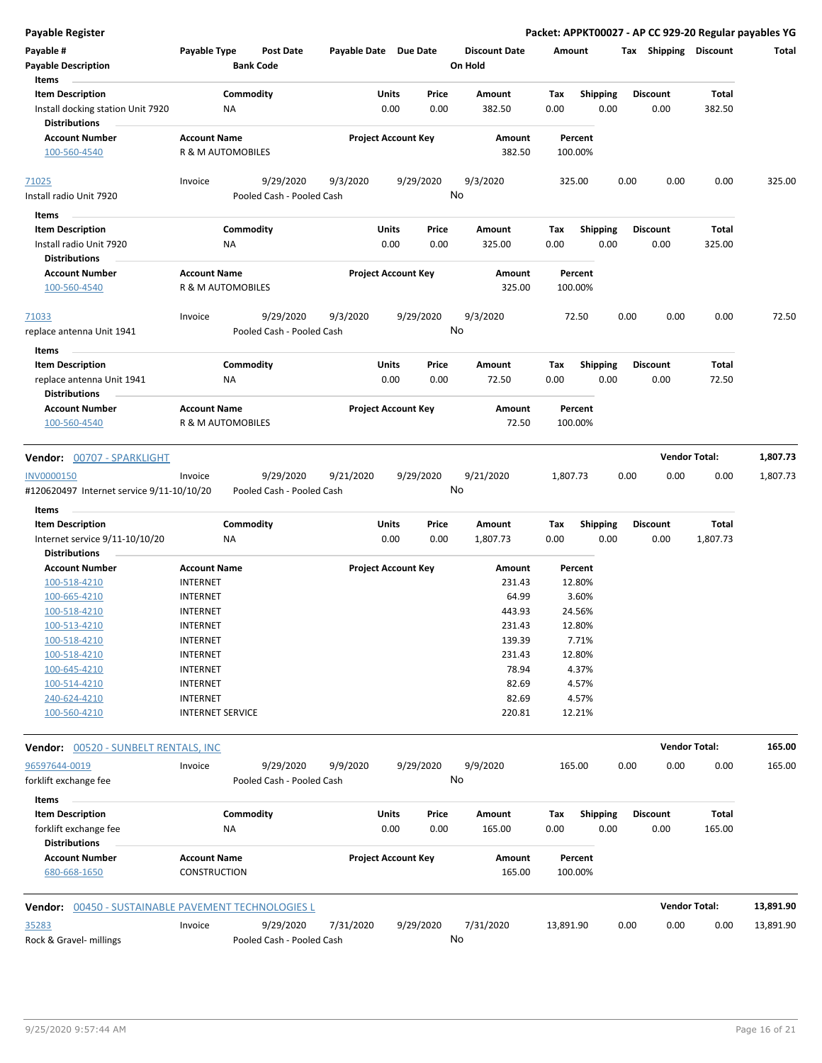**Payable Register** — Packet: APPKT00027 - AP CC 929-20 Regular payables YG

| Payable # / Payable Description | Payable Type | Post Date / Bank Code | Payable Date | Due Date | Discount Date / On Hold | Amount | Tax | Shipping | Discount | Total |
|---|---|---|---|---|---|---|---|---|---|---|

Items

| Item Description | Commodity | Units | Price | Amount | Tax | Shipping | Discount | Total |
|---|---|---|---|---|---|---|---|---|
| Install docking station Unit 7920 | NA | 0.00 | 0.00 | 382.50 | 0.00 | 0.00 | 0.00 | 382.50 |

Distributions

| Account Number | Account Name | Project Account Key | Amount | Percent |
|---|---|---|---|---|
| 100-560-4540 | R & M AUTOMOBILES | | 382.50 | 100.00% |

| Payable # | Payable Type | Post Date | Payable Date | Due Date | Discount Date | Amount | Tax | Shipping | Discount | Total |
|---|---|---|---|---|---|---|---|---|---|---|
| 71025 | Invoice | 9/29/2020 | 9/3/2020 | 9/29/2020 | 9/3/2020 | 325.00 | 0.00 | 0.00 | 0.00 | 325.00 |
| Install radio Unit 7920 | | Pooled Cash - Pooled Cash | | | No | | | | | |

Items

| Item Description | Commodity | Units | Price | Amount | Tax | Shipping | Discount | Total |
|---|---|---|---|---|---|---|---|---|
| Install radio Unit 7920 | NA | 0.00 | 0.00 | 325.00 | 0.00 | 0.00 | 0.00 | 325.00 |

Distributions

| Account Number | Account Name | Project Account Key | Amount | Percent |
|---|---|---|---|---|
| 100-560-4540 | R & M AUTOMOBILES | | 325.00 | 100.00% |

| Payable # | Payable Type | Post Date | Payable Date | Due Date | Discount Date | Amount | Tax | Shipping | Discount | Total |
|---|---|---|---|---|---|---|---|---|---|---|
| 71033 | Invoice | 9/29/2020 | 9/3/2020 | 9/29/2020 | 9/3/2020 | 72.50 | 0.00 | 0.00 | 0.00 | 72.50 |
| replace antenna Unit 1941 | | Pooled Cash - Pooled Cash | | | No | | | | | |

Items

| Item Description | Commodity | Units | Price | Amount | Tax | Shipping | Discount | Total |
|---|---|---|---|---|---|---|---|---|
| replace antenna Unit 1941 | NA | 0.00 | 0.00 | 72.50 | 0.00 | 0.00 | 0.00 | 72.50 |

Distributions

| Account Number | Account Name | Project Account Key | Amount | Percent |
|---|---|---|---|---|
| 100-560-4540 | R & M AUTOMOBILES | | 72.50 | 100.00% |

**Vendor: 00707 - SPARKLIGHT** — Vendor Total: **1,807.73**

| Payable # | Payable Type | Post Date | Payable Date | Due Date | Discount Date | Amount | Tax | Shipping | Discount | Total |
|---|---|---|---|---|---|---|---|---|---|---|
| INV0000150 | Invoice | 9/29/2020 | 9/21/2020 | 9/29/2020 | 9/21/2020 | 1,807.73 | 0.00 | 0.00 | 0.00 | 1,807.73 |
| #120620497 Internet service 9/11-10/10/20 | | Pooled Cash - Pooled Cash | | | No | | | | | |

Items

| Item Description | Commodity | Units | Price | Amount | Tax | Shipping | Discount | Total |
|---|---|---|---|---|---|---|---|---|
| Internet service 9/11-10/10/20 | NA | 0.00 | 0.00 | 1,807.73 | 0.00 | 0.00 | 0.00 | 1,807.73 |

Distributions

| Account Number | Account Name | Project Account Key | Amount | Percent |
|---|---|---|---|---|
| 100-518-4210 | INTERNET | | 231.43 | 12.80% |
| 100-665-4210 | INTERNET | | 64.99 | 3.60% |
| 100-518-4210 | INTERNET | | 443.93 | 24.56% |
| 100-513-4210 | INTERNET | | 231.43 | 12.80% |
| 100-518-4210 | INTERNET | | 139.39 | 7.71% |
| 100-518-4210 | INTERNET | | 231.43 | 12.80% |
| 100-645-4210 | INTERNET | | 78.94 | 4.37% |
| 100-514-4210 | INTERNET | | 82.69 | 4.57% |
| 240-624-4210 | INTERNET | | 82.69 | 4.57% |
| 100-560-4210 | INTERNET SERVICE | | 220.81 | 12.21% |

**Vendor: 00520 - SUNBELT RENTALS, INC** — Vendor Total: **165.00**

| Payable # | Payable Type | Post Date | Payable Date | Due Date | Discount Date | Amount | Tax | Shipping | Discount | Total |
|---|---|---|---|---|---|---|---|---|---|---|
| 96597644-0019 | Invoice | 9/29/2020 | 9/9/2020 | 9/29/2020 | 9/9/2020 | 165.00 | 0.00 | 0.00 | 0.00 | 165.00 |
| forklift exchange fee | | Pooled Cash - Pooled Cash | | | No | | | | | |

Items

| Item Description | Commodity | Units | Price | Amount | Tax | Shipping | Discount | Total |
|---|---|---|---|---|---|---|---|---|
| forklift exchange fee | NA | 0.00 | 0.00 | 165.00 | 0.00 | 0.00 | 0.00 | 165.00 |

Distributions

| Account Number | Account Name | Project Account Key | Amount | Percent |
|---|---|---|---|---|
| 680-668-1650 | CONSTRUCTION | | 165.00 | 100.00% |

**Vendor: 00450 - SUSTAINABLE PAVEMENT TECHNOLOGIES L** — Vendor Total: **13,891.90**

| Payable # | Payable Type | Post Date | Payable Date | Due Date | Discount Date | Amount | Tax | Shipping | Discount | Total |
|---|---|---|---|---|---|---|---|---|---|---|
| 35283 | Invoice | 9/29/2020 | 7/31/2020 | 9/29/2020 | 7/31/2020 | 13,891.90 | 0.00 | 0.00 | 0.00 | 13,891.90 |
| Rock & Gravel- millings | | Pooled Cash - Pooled Cash | | | No | | | | | |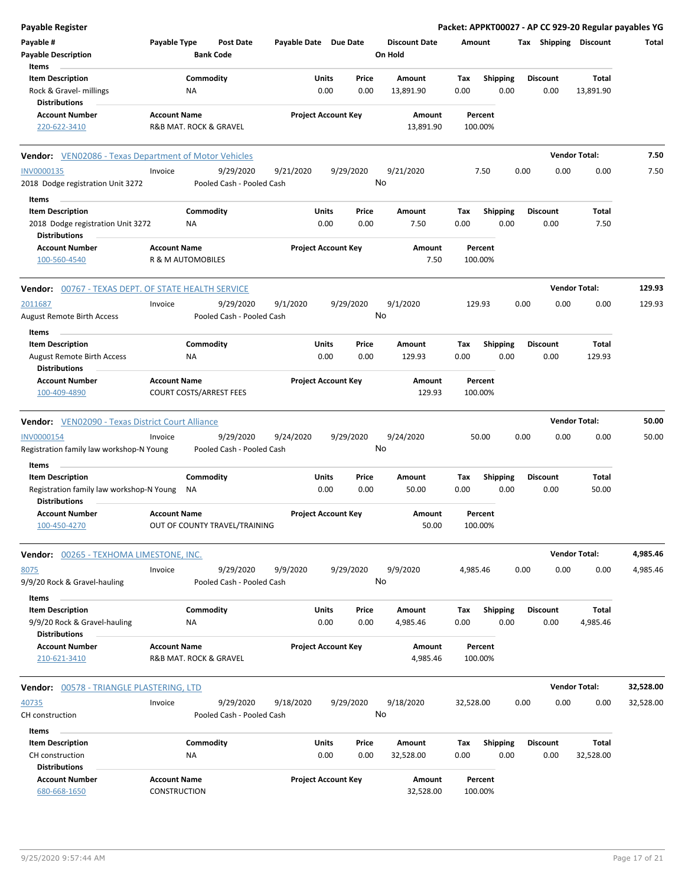**Payable Register** — Packet: APPKT00027 - AP CC 929-20 Regular payables YG

| Payable # | Payable Type | Post Date | Payable Date | Due Date | Discount Date | Amount | Tax | Shipping | Discount | Total |
|---|---|---|---|---|---|---|---|---|---|---|
| **Payable Description** | | **Bank Code** | | | **On Hold** | | | | | |

**Items**

| Item Description | Commodity | Units | Price | Amount | Tax | Shipping | Discount | Total |
|---|---|---|---|---|---|---|---|---|
| Rock & Gravel- millings | NA | 0.00 | 0.00 | 13,891.90 | 0.00 | 0.00 | 0.00 | 13,891.90 |

**Distributions**

| Account Number | Account Name | Project Account Key | Amount | Percent |
|---|---|---|---|---|
| 220-622-3410 | R&B MAT. ROCK & GRAVEL | | 13,891.90 | 100.00% |

---

**Vendor:** VEN02086 - Texas Department of Motor Vehicles — **Vendor Total:** 7.50

| Payable # | Payable Type | Post Date | Payable Date | Due Date | Discount Date | Amount | Tax | Shipping | Discount | Total |
|---|---|---|---|---|---|---|---|---|---|---|
| INV0000135 | Invoice | 9/29/2020 | 9/21/2020 | 9/29/2020 | 9/21/2020 | 7.50 | 0.00 | 0.00 | 0.00 | 7.50 |
| 2018 Dodge registration Unit 3272 | | Pooled Cash - Pooled Cash | | | No | | | | | |

**Items**

| Item Description | Commodity | Units | Price | Amount | Tax | Shipping | Discount | Total |
|---|---|---|---|---|---|---|---|---|
| 2018 Dodge registration Unit 3272 | NA | 0.00 | 0.00 | 7.50 | 0.00 | 0.00 | 0.00 | 7.50 |

**Distributions**

| Account Number | Account Name | Project Account Key | Amount | Percent |
|---|---|---|---|---|
| 100-560-4540 | R & M AUTOMOBILES | | 7.50 | 100.00% |

---

**Vendor:** 00767 - TEXAS DEPT. OF STATE HEALTH SERVICE — **Vendor Total:** 129.93

| Payable # | Payable Type | Post Date | Payable Date | Due Date | Discount Date | Amount | Tax | Shipping | Discount | Total |
|---|---|---|---|---|---|---|---|---|---|---|
| 2011687 | Invoice | 9/29/2020 | 9/1/2020 | 9/29/2020 | 9/1/2020 | 129.93 | 0.00 | 0.00 | 0.00 | 129.93 |
| August Remote Birth Access | | Pooled Cash - Pooled Cash | | | No | | | | | |

**Items**

| Item Description | Commodity | Units | Price | Amount | Tax | Shipping | Discount | Total |
|---|---|---|---|---|---|---|---|---|
| August Remote Birth Access | NA | 0.00 | 0.00 | 129.93 | 0.00 | 0.00 | 0.00 | 129.93 |

**Distributions**

| Account Number | Account Name | Project Account Key | Amount | Percent |
|---|---|---|---|---|
| 100-409-4890 | COURT COSTS/ARREST FEES | | 129.93 | 100.00% |

---

**Vendor:** VEN02090 - Texas District Court Alliance — **Vendor Total:** 50.00

| Payable # | Payable Type | Post Date | Payable Date | Due Date | Discount Date | Amount | Tax | Shipping | Discount | Total |
|---|---|---|---|---|---|---|---|---|---|---|
| INV0000154 | Invoice | 9/29/2020 | 9/24/2020 | 9/29/2020 | 9/24/2020 | 50.00 | 0.00 | 0.00 | 0.00 | 50.00 |
| Registration family law workshop-N Young | | Pooled Cash - Pooled Cash | | | No | | | | | |

**Items**

| Item Description | Commodity | Units | Price | Amount | Tax | Shipping | Discount | Total |
|---|---|---|---|---|---|---|---|---|
| Registration family law workshop-N Young | NA | 0.00 | 0.00 | 50.00 | 0.00 | 0.00 | 0.00 | 50.00 |

**Distributions**

| Account Number | Account Name | Project Account Key | Amount | Percent |
|---|---|---|---|---|
| 100-450-4270 | OUT OF COUNTY TRAVEL/TRAINING | | 50.00 | 100.00% |

---

**Vendor:** 00265 - TEXHOMA LIMESTONE, INC. — **Vendor Total:** 4,985.46

| Payable # | Payable Type | Post Date | Payable Date | Due Date | Discount Date | Amount | Tax | Shipping | Discount | Total |
|---|---|---|---|---|---|---|---|---|---|---|
| 8075 | Invoice | 9/29/2020 | 9/9/2020 | 9/29/2020 | 9/9/2020 | 4,985.46 | 0.00 | 0.00 | 0.00 | 4,985.46 |
| 9/9/20 Rock & Gravel-hauling | | Pooled Cash - Pooled Cash | | | No | | | | | |

**Items**

| Item Description | Commodity | Units | Price | Amount | Tax | Shipping | Discount | Total |
|---|---|---|---|---|---|---|---|---|
| 9/9/20 Rock & Gravel-hauling | NA | 0.00 | 0.00 | 4,985.46 | 0.00 | 0.00 | 0.00 | 4,985.46 |

**Distributions**

| Account Number | Account Name | Project Account Key | Amount | Percent |
|---|---|---|---|---|
| 210-621-3410 | R&B MAT. ROCK & GRAVEL | | 4,985.46 | 100.00% |

---

**Vendor:** 00578 - TRIANGLE PLASTERING, LTD — **Vendor Total:** 32,528.00

| Payable # | Payable Type | Post Date | Payable Date | Due Date | Discount Date | Amount | Tax | Shipping | Discount | Total |
|---|---|---|---|---|---|---|---|---|---|---|
| 40735 | Invoice | 9/29/2020 | 9/18/2020 | 9/29/2020 | 9/18/2020 | 32,528.00 | 0.00 | 0.00 | 0.00 | 32,528.00 |
| CH construction | | Pooled Cash - Pooled Cash | | | No | | | | | |

**Items**

| Item Description | Commodity | Units | Price | Amount | Tax | Shipping | Discount | Total |
|---|---|---|---|---|---|---|---|---|
| CH construction | NA | 0.00 | 0.00 | 32,528.00 | 0.00 | 0.00 | 0.00 | 32,528.00 |

**Distributions**

| Account Number | Account Name | Project Account Key | Amount | Percent |
|---|---|---|---|---|
| 680-668-1650 | CONSTRUCTION | | 32,528.00 | 100.00% |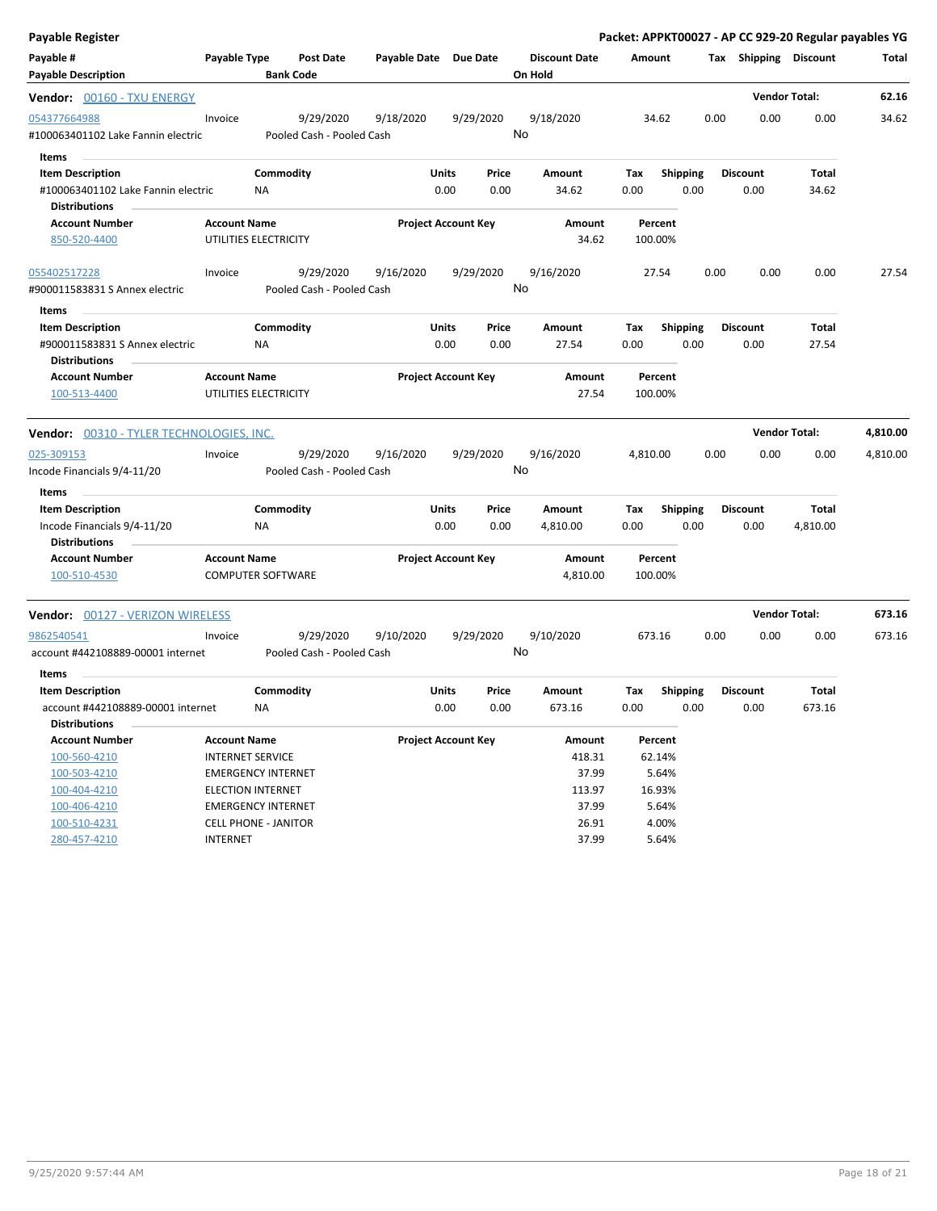**Payable Register** — **Packet: APPKT00027 - AP CC 929-20 Regular payables YG**

| Payable # | Payable Type | Post Date | Payable Date | Due Date | Discount Date | Amount | Tax | Shipping | Discount | Total |
|---|---|---|---|---|---|---|---|---|---|---|
| **Payable Description** | | **Bank Code** | | | **On Hold** | | | | | |

## Vendor: 00160 - TXU ENERGY — Vendor Total: 62.16

| Payable # | Payable Type | Post Date | Payable Date | Due Date | Discount Date | Amount | Tax | Shipping | Discount | Total |
|---|---|---|---|---|---|---|---|---|---|---|
| 054377664988 | Invoice | 9/29/2020 | 9/18/2020 | 9/29/2020 | 9/18/2020 | 34.62 | 0.00 | 0.00 | 0.00 | 34.62 |
| #100063401102 Lake Fannin electric | | Pooled Cash - Pooled Cash | | | No | | | | | |

**Items**

| Item Description | Commodity | Units | Price | Amount | Tax | Shipping | Discount | Total |
|---|---|---|---|---|---|---|---|---|
| #100063401102 Lake Fannin electric | NA | 0.00 | 0.00 | 34.62 | 0.00 | 0.00 | 0.00 | 34.62 |

**Distributions**

| Account Number | Account Name | Project Account Key | Amount | Percent |
|---|---|---|---|---|
| 850-520-4400 | UTILITIES ELECTRICITY | | 34.62 | 100.00% |

| Payable # | Payable Type | Post Date | Payable Date | Due Date | Discount Date | Amount | Tax | Shipping | Discount | Total |
|---|---|---|---|---|---|---|---|---|---|---|
| 055402517228 | Invoice | 9/29/2020 | 9/16/2020 | 9/29/2020 | 9/16/2020 | 27.54 | 0.00 | 0.00 | 0.00 | 27.54 |
| #900011583831 S Annex electric | | Pooled Cash - Pooled Cash | | | No | | | | | |

**Items**

| Item Description | Commodity | Units | Price | Amount | Tax | Shipping | Discount | Total |
|---|---|---|---|---|---|---|---|---|
| #900011583831 S Annex electric | NA | 0.00 | 0.00 | 27.54 | 0.00 | 0.00 | 0.00 | 27.54 |

**Distributions**

| Account Number | Account Name | Project Account Key | Amount | Percent |
|---|---|---|---|---|
| 100-513-4400 | UTILITIES ELECTRICITY | | 27.54 | 100.00% |

## Vendor: 00310 - TYLER TECHNOLOGIES, INC. — Vendor Total: 4,810.00

| Payable # | Payable Type | Post Date | Payable Date | Due Date | Discount Date | Amount | Tax | Shipping | Discount | Total |
|---|---|---|---|---|---|---|---|---|---|---|
| 025-309153 | Invoice | 9/29/2020 | 9/16/2020 | 9/29/2020 | 9/16/2020 | 4,810.00 | 0.00 | 0.00 | 0.00 | 4,810.00 |
| Incode Financials 9/4-11/20 | | Pooled Cash - Pooled Cash | | | No | | | | | |

**Items**

| Item Description | Commodity | Units | Price | Amount | Tax | Shipping | Discount | Total |
|---|---|---|---|---|---|---|---|---|
| Incode Financials 9/4-11/20 | NA | 0.00 | 0.00 | 4,810.00 | 0.00 | 0.00 | 0.00 | 4,810.00 |

**Distributions**

| Account Number | Account Name | Project Account Key | Amount | Percent |
|---|---|---|---|---|
| 100-510-4530 | COMPUTER SOFTWARE | | 4,810.00 | 100.00% |

## Vendor: 00127 - VERIZON WIRELESS — Vendor Total: 673.16

| Payable # | Payable Type | Post Date | Payable Date | Due Date | Discount Date | Amount | Tax | Shipping | Discount | Total |
|---|---|---|---|---|---|---|---|---|---|---|
| 9862540541 | Invoice | 9/29/2020 | 9/10/2020 | 9/29/2020 | 9/10/2020 | 673.16 | 0.00 | 0.00 | 0.00 | 673.16 |
| account #442108889-00001 internet | | Pooled Cash - Pooled Cash | | | No | | | | | |

**Items**

| Item Description | Commodity | Units | Price | Amount | Tax | Shipping | Discount | Total |
|---|---|---|---|---|---|---|---|---|
| account #442108889-00001 internet | NA | 0.00 | 0.00 | 673.16 | 0.00 | 0.00 | 0.00 | 673.16 |

**Distributions**

| Account Number | Account Name | Project Account Key | Amount | Percent |
|---|---|---|---|---|
| 100-560-4210 | INTERNET SERVICE | | 418.31 | 62.14% |
| 100-503-4210 | EMERGENCY INTERNET | | 37.99 | 5.64% |
| 100-404-4210 | ELECTION INTERNET | | 113.97 | 16.93% |
| 100-406-4210 | EMERGENCY INTERNET | | 37.99 | 5.64% |
| 100-510-4231 | CELL PHONE - JANITOR | | 26.91 | 4.00% |
| 280-457-4210 | INTERNET | | 37.99 | 5.64% |

9/25/2020 9:57:44 AM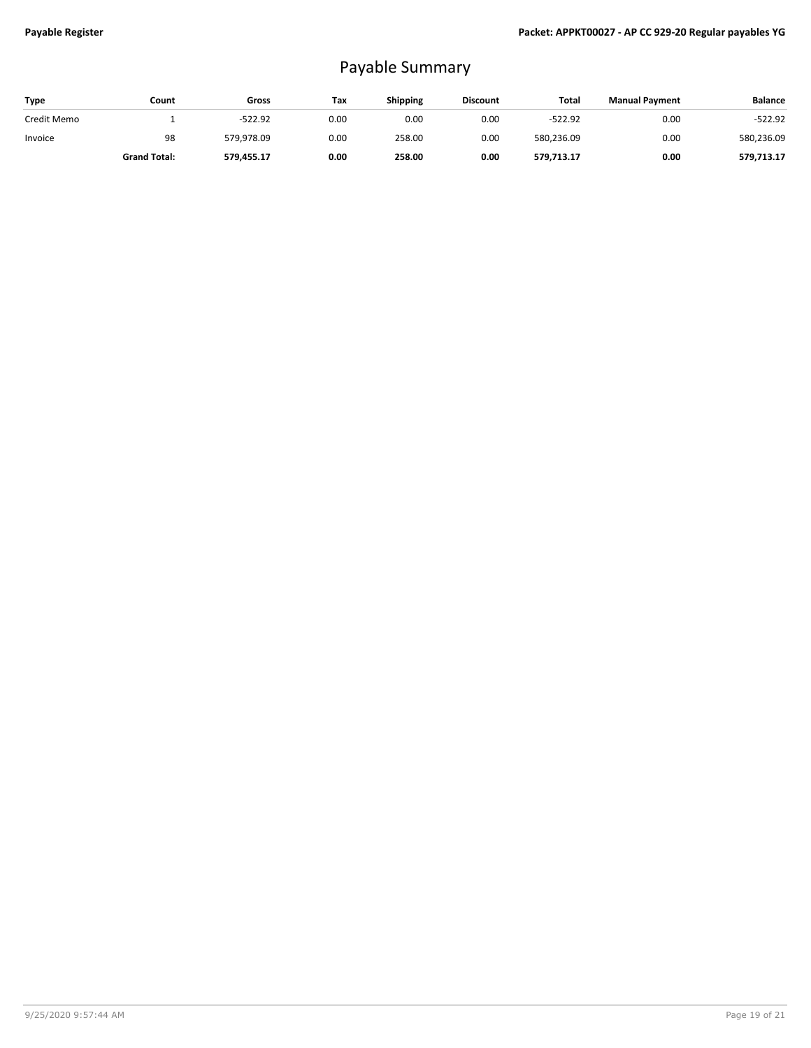# Payable Summary

| Type | Count | Gross | Tax | Shipping | Discount | Total | Manual Payment | Balance |
|---|---|---|---|---|---|---|---|---|
| Credit Memo | 1 | -522.92 | 0.00 | 0.00 | 0.00 | -522.92 | 0.00 | -522.92 |
| Invoice | 98 | 579,978.09 | 0.00 | 258.00 | 0.00 | 580,236.09 | 0.00 | 580,236.09 |
| | **Grand Total:** | **579,455.17** | **0.00** | **258.00** | **0.00** | **579,713.17** | **0.00** | **579,713.17** |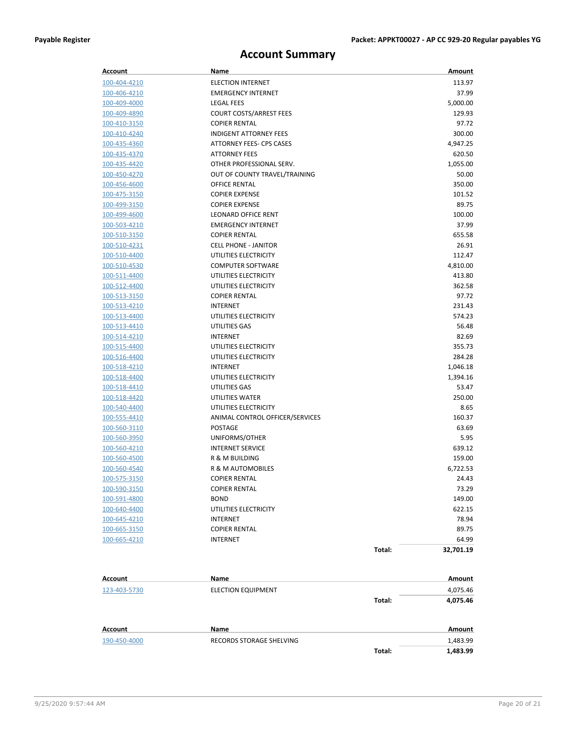# Account Summary

| Account | Name | | Amount |
|---|---|---|---|
| 100-404-4210 | ELECTION INTERNET | | 113.97 |
| 100-406-4210 | EMERGENCY INTERNET | | 37.99 |
| 100-409-4000 | LEGAL FEES | | 5,000.00 |
| 100-409-4890 | COURT COSTS/ARREST FEES | | 129.93 |
| 100-410-3150 | COPIER RENTAL | | 97.72 |
| 100-410-4240 | INDIGENT ATTORNEY FEES | | 300.00 |
| 100-435-4360 | ATTORNEY FEES- CPS CASES | | 4,947.25 |
| 100-435-4370 | ATTORNEY FEES | | 620.50 |
| 100-435-4420 | OTHER PROFESSIONAL SERV. | | 1,055.00 |
| 100-450-4270 | OUT OF COUNTY TRAVEL/TRAINING | | 50.00 |
| 100-456-4600 | OFFICE RENTAL | | 350.00 |
| 100-475-3150 | COPIER EXPENSE | | 101.52 |
| 100-499-3150 | COPIER EXPENSE | | 89.75 |
| 100-499-4600 | LEONARD OFFICE RENT | | 100.00 |
| 100-503-4210 | EMERGENCY INTERNET | | 37.99 |
| 100-510-3150 | COPIER RENTAL | | 655.58 |
| 100-510-4231 | CELL PHONE - JANITOR | | 26.91 |
| 100-510-4400 | UTILITIES ELECTRICITY | | 112.47 |
| 100-510-4530 | COMPUTER SOFTWARE | | 4,810.00 |
| 100-511-4400 | UTILITIES ELECTRICITY | | 413.80 |
| 100-512-4400 | UTILITIES ELECTRICITY | | 362.58 |
| 100-513-3150 | COPIER RENTAL | | 97.72 |
| 100-513-4210 | INTERNET | | 231.43 |
| 100-513-4400 | UTILITIES ELECTRICITY | | 574.23 |
| 100-513-4410 | UTILITIES GAS | | 56.48 |
| 100-514-4210 | INTERNET | | 82.69 |
| 100-515-4400 | UTILITIES ELECTRICITY | | 355.73 |
| 100-516-4400 | UTILITIES ELECTRICITY | | 284.28 |
| 100-518-4210 | INTERNET | | 1,046.18 |
| 100-518-4400 | UTILITIES ELECTRICITY | | 1,394.16 |
| 100-518-4410 | UTILITIES GAS | | 53.47 |
| 100-518-4420 | UTILITIES WATER | | 250.00 |
| 100-540-4400 | UTILITIES ELECTRICITY | | 8.65 |
| 100-555-4410 | ANIMAL CONTROL OFFICER/SERVICES | | 160.37 |
| 100-560-3110 | POSTAGE | | 63.69 |
| 100-560-3950 | UNIFORMS/OTHER | | 5.95 |
| 100-560-4210 | INTERNET SERVICE | | 639.12 |
| 100-560-4500 | R & M BUILDING | | 159.00 |
| 100-560-4540 | R & M AUTOMOBILES | | 6,722.53 |
| 100-575-3150 | COPIER RENTAL | | 24.43 |
| 100-590-3150 | COPIER RENTAL | | 73.29 |
| 100-591-4800 | BOND | | 149.00 |
| 100-640-4400 | UTILITIES ELECTRICITY | | 622.15 |
| 100-645-4210 | INTERNET | | 78.94 |
| 100-665-3150 | COPIER RENTAL | | 89.75 |
| 100-665-4210 | INTERNET | | 64.99 |
| | | **Total:** | **32,701.19** |

| Account | Name | | Amount |
|---|---|---|---|
| 123-403-5730 | ELECTION EQUIPMENT | | 4,075.46 |
| | | **Total:** | **4,075.46** |

| Account | Name | | Amount |
|---|---|---|---|
| 190-450-4000 | RECORDS STORAGE SHELVING | | 1,483.99 |
| | | **Total:** | **1,483.99** |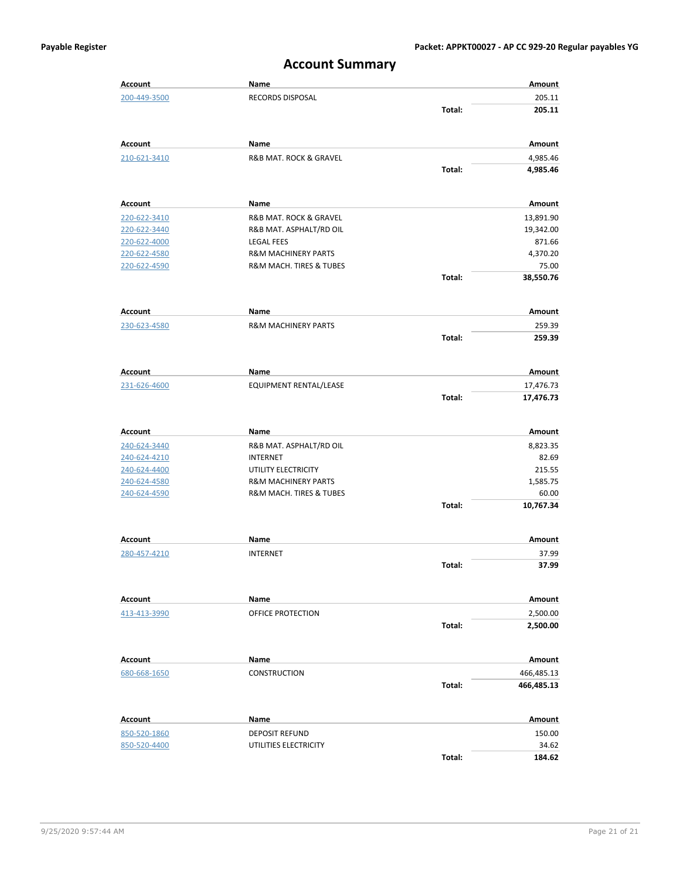# Account Summary

| Account | Name | | Amount |
|---|---|---|---|
| 200-449-3500 | RECORDS DISPOSAL | | 205.11 |
| | | **Total:** | **205.11** |

| Account | Name | | Amount |
|---|---|---|---|
| 210-621-3410 | R&B MAT. ROCK & GRAVEL | | 4,985.46 |
| | | **Total:** | **4,985.46** |

| Account | Name | | Amount |
|---|---|---|---|
| 220-622-3410 | R&B MAT. ROCK & GRAVEL | | 13,891.90 |
| 220-622-3440 | R&B MAT. ASPHALT/RD OIL | | 19,342.00 |
| 220-622-4000 | LEGAL FEES | | 871.66 |
| 220-622-4580 | R&M MACHINERY PARTS | | 4,370.20 |
| 220-622-4590 | R&M MACH. TIRES & TUBES | | 75.00 |
| | | **Total:** | **38,550.76** |

| Account | Name | | Amount |
|---|---|---|---|
| 230-623-4580 | R&M MACHINERY PARTS | | 259.39 |
| | | **Total:** | **259.39** |

| Account | Name | | Amount |
|---|---|---|---|
| 231-626-4600 | EQUIPMENT RENTAL/LEASE | | 17,476.73 |
| | | **Total:** | **17,476.73** |

| Account | Name | | Amount |
|---|---|---|---|
| 240-624-3440 | R&B MAT. ASPHALT/RD OIL | | 8,823.35 |
| 240-624-4210 | INTERNET | | 82.69 |
| 240-624-4400 | UTILITY ELECTRICITY | | 215.55 |
| 240-624-4580 | R&M MACHINERY PARTS | | 1,585.75 |
| 240-624-4590 | R&M MACH. TIRES & TUBES | | 60.00 |
| | | **Total:** | **10,767.34** |

| Account | Name | | Amount |
|---|---|---|---|
| 280-457-4210 | INTERNET | | 37.99 |
| | | **Total:** | **37.99** |

| Account | Name | | Amount |
|---|---|---|---|
| 413-413-3990 | OFFICE PROTECTION | | 2,500.00 |
| | | **Total:** | **2,500.00** |

| Account | Name | | Amount |
|---|---|---|---|
| 680-668-1650 | CONSTRUCTION | | 466,485.13 |
| | | **Total:** | **466,485.13** |

| Account | Name | | Amount |
|---|---|---|---|
| 850-520-1860 | DEPOSIT REFUND | | 150.00 |
| 850-520-4400 | UTILITIES ELECTRICITY | | 34.62 |
| | | **Total:** | **184.62** |